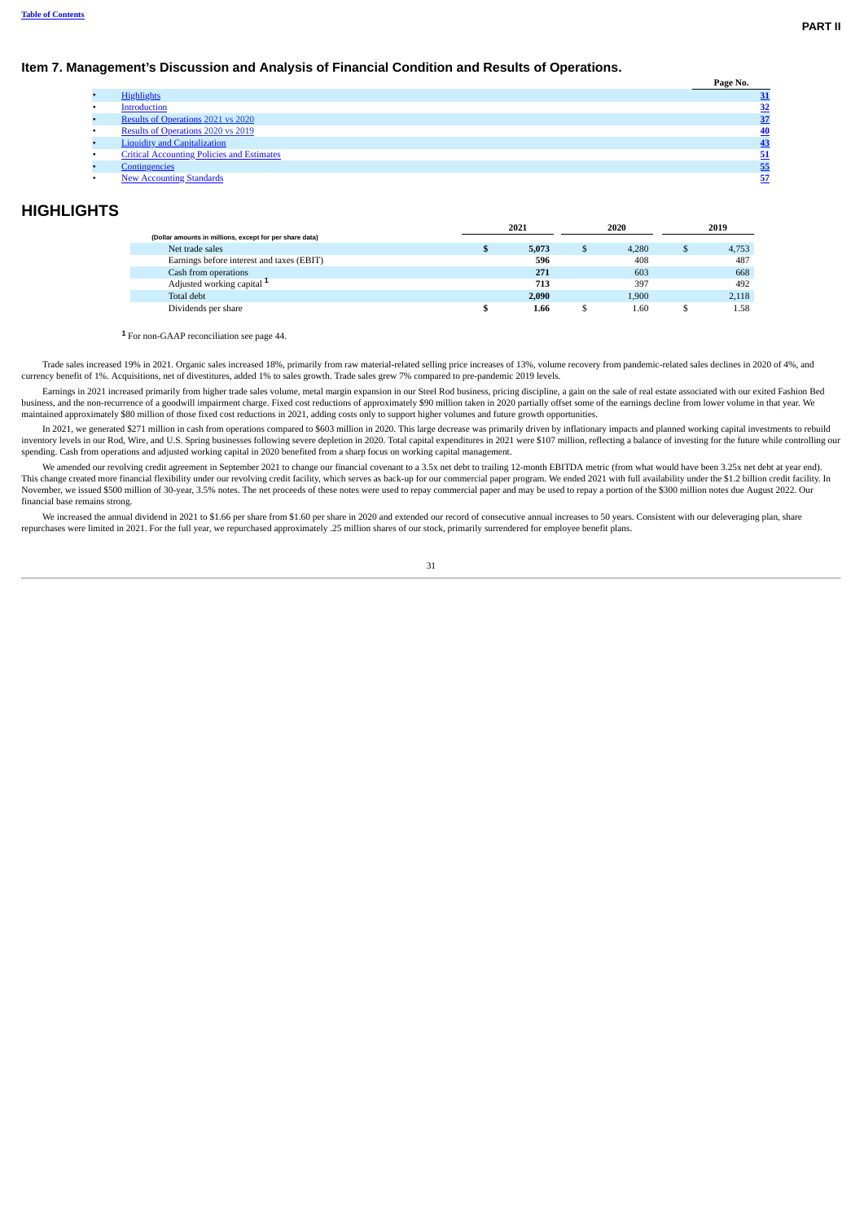# Item 7. Management's Discussion and Analysis of Financial Condition and Results of Operations.

| | Page No. |
|---|---|
| • Highlights | 31 |
| • Introduction | 32 |
| • Results of Operations 2021 vs 2020 | 37 |
| • Results of Operations 2020 vs 2019 | 40 |
| • Liquidity and Capitalization | 43 |
| • Critical Accounting Policies and Estimates | 51 |
| • Contingencies | 55 |
| • New Accounting Standards | 57 |

## HIGHLIGHTS

| (Dollar amounts in millions, except for per share data) | 2021 | 2020 | 2019 |
|---|---|---|---|
| Net trade sales | **$ 5,073** | $ 4,280 | $ 4,753 |
| Earnings before interest and taxes (EBIT) | **596** | 408 | 487 |
| Cash from operations | **271** | 603 | 668 |
| Adjusted working capital [1] | **713** | 397 | 492 |
| Total debt | **2,090** | 1,900 | 2,118 |
| Dividends per share | **$ 1.66** | $ 1.60 | $ 1.58 |

[1] For non-GAAP reconciliation see page 44.

Trade sales increased 19% in 2021. Organic sales increased 18%, primarily from raw material-related selling price increases of 13%, volume recovery from pandemic-related sales declines in 2020 of 4%, and currency benefit of 1%. Acquisitions, net of divestitures, added 1% to sales growth. Trade sales grew 7% compared to pre-pandemic 2019 levels.

Earnings in 2021 increased primarily from higher trade sales volume, metal margin expansion in our Steel Rod business, pricing discipline, a gain on the sale of real estate associated with our exited Fashion Bed business, and the non-recurrence of a goodwill impairment charge. Fixed cost reductions of approximately $90 million taken in 2020 partially offset some of the earnings decline from lower volume in that year. We maintained approximately $80 million of those fixed cost reductions in 2021, adding costs only to support higher volumes and future growth opportunities.

In 2021, we generated $271 million in cash from operations compared to $603 million in 2020. This large decrease was primarily driven by inflationary impacts and planned working capital investments to rebuild inventory levels in our Rod, Wire, and U.S. Spring businesses following severe depletion in 2020. Total capital expenditures in 2021 were $107 million, reflecting a balance of investing for the future while controlling our spending. Cash from operations and adjusted working capital in 2020 benefited from a sharp focus on working capital management.

We amended our revolving credit agreement in September 2021 to change our financial covenant to a 3.5x net debt to trailing 12-month EBITDA metric (from what would have been 3.25x net debt at year end). This change created more financial flexibility under our revolving credit facility, which serves as back-up for our commercial paper program. We ended 2021 with full availability under the $1.2 billion credit facility. In November, we issued $500 million of 30-year, 3.5% notes. The net proceeds of these notes were used to repay commercial paper and may be used to repay a portion of the $300 million notes due August 2022. Our financial base remains strong.

We increased the annual dividend in 2021 to $1.66 per share from $1.60 per share in 2020 and extended our record of consecutive annual increases to 50 years. Consistent with our deleveraging plan, share repurchases were limited in 2021. For the full year, we repurchased approximately .25 million shares of our stock, primarily surrendered for employee benefit plans.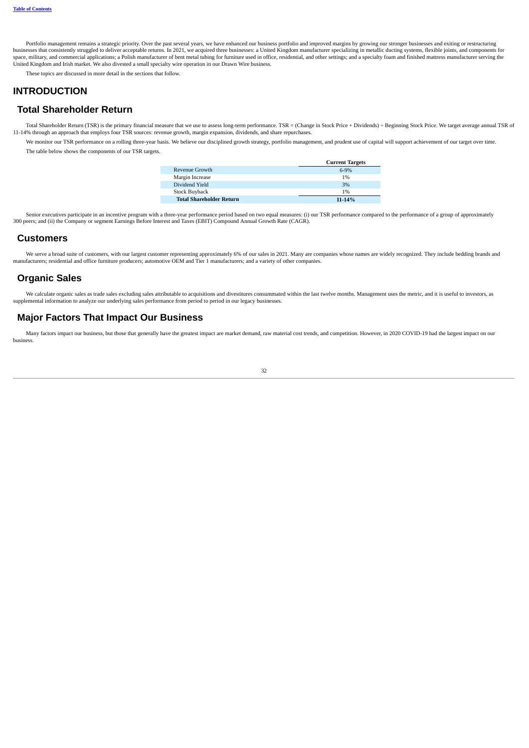Portfolio management remains a strategic priority. Over the past several years, we have enhanced our business portfolio and improved margins by growing our stronger businesses and exiting or restructuring businesses that consistently struggled to deliver acceptable returns. In 2021, we acquired three businesses: a United Kingdom manufacturer specializing in metallic ducting systems, flexible joints, and components for space, military, and commercial applications; a Polish manufacturer of bent metal tubing for furniture used in office, residential, and other settings; and a specialty foam and finished mattress manufacturer serving the United Kingdom and Irish market. We also divested a small specialty wire operation in our Drawn Wire business.

These topics are discussed in more detail in the sections that follow.

# INTRODUCTION

## Total Shareholder Return

Total Shareholder Return (TSR) is the primary financial measure that we use to assess long-term performance. TSR = (Change in Stock Price + Dividends) ÷ Beginning Stock Price. We target average annual TSR of 11-14% through an approach that employs four TSR sources: revenue growth, margin expansion, dividends, and share repurchases.

We monitor our TSR performance on a rolling three-year basis. We believe our disciplined growth strategy, portfolio management, and prudent use of capital will support achievement of our target over time.

The table below shows the components of our TSR targets.

| | Current Targets |
|---|---|
| Revenue Growth | 6-9% |
| Margin Increase | 1% |
| Dividend Yield | 3% |
| Stock Buyback | 1% |
| **Total Shareholder Return** | **11-14%** |

Senior executives participate in an incentive program with a three-year performance period based on two equal measures: (i) our TSR performance compared to the performance of a group of approximately 300 peers; and (ii) the Company or segment Earnings Before Interest and Taxes (EBIT) Compound Annual Growth Rate (CAGR).

## Customers

We serve a broad suite of customers, with our largest customer representing approximately 6% of our sales in 2021. Many are companies whose names are widely recognized. They include bedding brands and manufacturers; residential and office furniture producers; automotive OEM and Tier 1 manufacturers; and a variety of other companies.

## Organic Sales

We calculate organic sales as trade sales excluding sales attributable to acquisitions and divestitures consummated within the last twelve months. Management uses the metric, and it is useful to investors, as supplemental information to analyze our underlying sales performance from period to period in our legacy businesses.

## Major Factors That Impact Our Business

Many factors impact our business, but those that generally have the greatest impact are market demand, raw material cost trends, and competition. However, in 2020 COVID-19 had the largest impact on our business.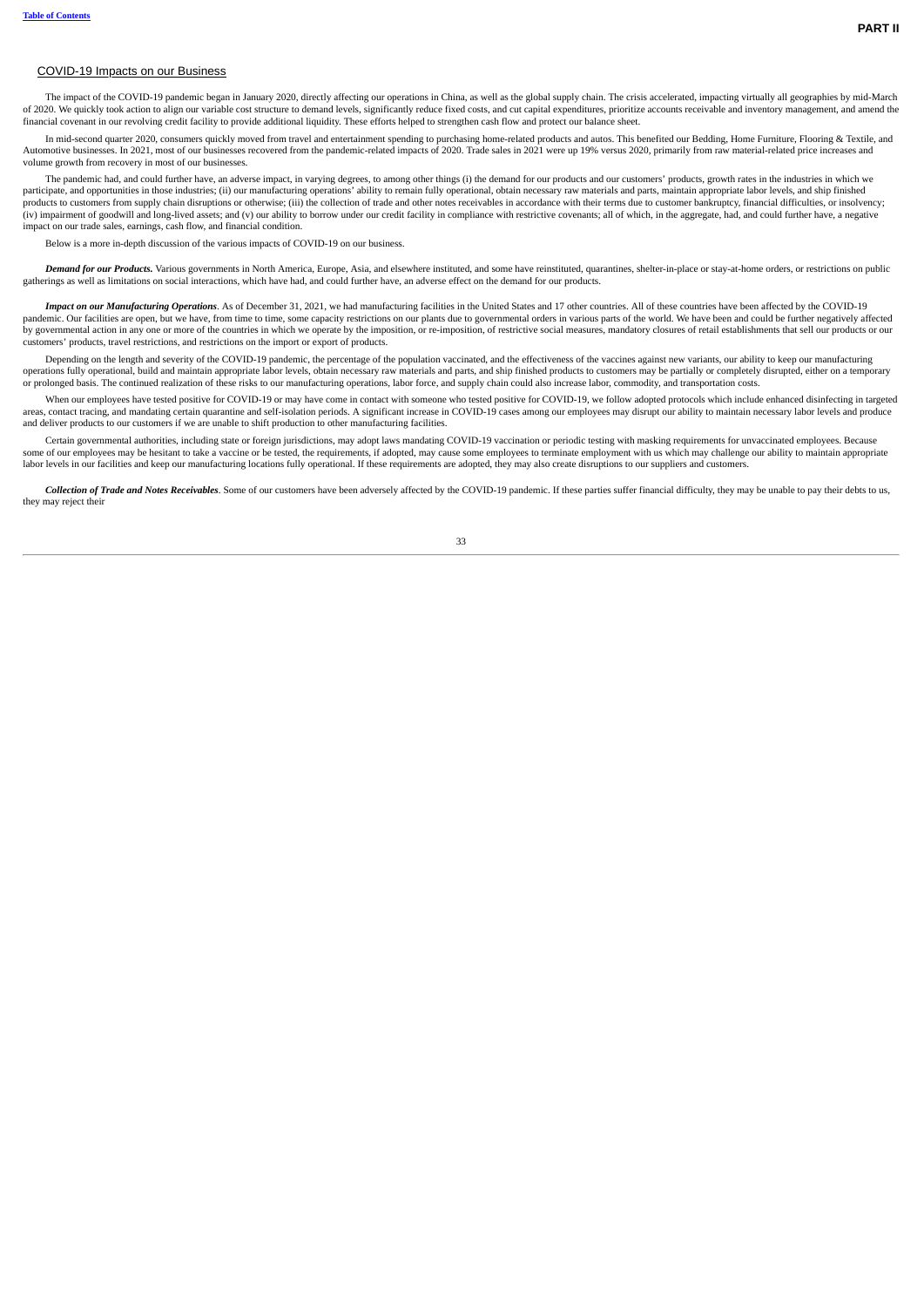## COVID-19 Impacts on our Business

The impact of the COVID-19 pandemic began in January 2020, directly affecting our operations in China, as well as the global supply chain. The crisis accelerated, impacting virtually all geographies by mid-March of 2020. We quickly took action to align our variable cost structure to demand levels, significantly reduce fixed costs, and cut capital expenditures, prioritize accounts receivable and inventory management, and amend the financial covenant in our revolving credit facility to provide additional liquidity. These efforts helped to strengthen cash flow and protect our balance sheet.

In mid-second quarter 2020, consumers quickly moved from travel and entertainment spending to purchasing home-related products and autos. This benefited our Bedding, Home Furniture, Flooring & Textile, and Automotive businesses. In 2021, most of our businesses recovered from the pandemic-related impacts of 2020. Trade sales in 2021 were up 19% versus 2020, primarily from raw material-related price increases and volume growth from recovery in most of our businesses.

The pandemic had, and could further have, an adverse impact, in varying degrees, to among other things (i) the demand for our products and our customers' products, growth rates in the industries in which we participate, and opportunities in those industries; (ii) our manufacturing operations' ability to remain fully operational, obtain necessary raw materials and parts, maintain appropriate labor levels, and ship finished products to customers from supply chain disruptions or otherwise; (iii) the collection of trade and other notes receivables in accordance with their terms due to customer bankruptcy, financial difficulties, or insolvency; (iv) impairment of goodwill and long-lived assets; and (v) our ability to borrow under our credit facility in compliance with restrictive covenants; all of which, in the aggregate, had, and could further have, a negative impact on our trade sales, earnings, cash flow, and financial condition.

Below is a more in-depth discussion of the various impacts of COVID-19 on our business.

***Demand for our Products.*** Various governments in North America, Europe, Asia, and elsewhere instituted, and some have reinstituted, quarantines, shelter-in-place or stay-at-home orders, or restrictions on public gatherings as well as limitations on social interactions, which have had, and could further have, an adverse effect on the demand for our products.

***Impact on our Manufacturing Operations***. As of December 31, 2021, we had manufacturing facilities in the United States and 17 other countries. All of these countries have been affected by the COVID-19 pandemic. Our facilities are open, but we have, from time to time, some capacity restrictions on our plants due to governmental orders in various parts of the world. We have been and could be further negatively affected by governmental action in any one or more of the countries in which we operate by the imposition, or re-imposition, of restrictive social measures, mandatory closures of retail establishments that sell our products or our customers' products, travel restrictions, and restrictions on the import or export of products.

Depending on the length and severity of the COVID-19 pandemic, the percentage of the population vaccinated, and the effectiveness of the vaccines against new variants, our ability to keep our manufacturing operations fully operational, build and maintain appropriate labor levels, obtain necessary raw materials and parts, and ship finished products to customers may be partially or completely disrupted, either on a temporary or prolonged basis. The continued realization of these risks to our manufacturing operations, labor force, and supply chain could also increase labor, commodity, and transportation costs.

When our employees have tested positive for COVID-19 or may have come in contact with someone who tested positive for COVID-19, we follow adopted protocols which include enhanced disinfecting in targeted areas, contact tracing, and mandating certain quarantine and self-isolation periods. A significant increase in COVID-19 cases among our employees may disrupt our ability to maintain necessary labor levels and produce and deliver products to our customers if we are unable to shift production to other manufacturing facilities.

Certain governmental authorities, including state or foreign jurisdictions, may adopt laws mandating COVID-19 vaccination or periodic testing with masking requirements for unvaccinated employees. Because some of our employees may be hesitant to take a vaccine or be tested, the requirements, if adopted, may cause some employees to terminate employment with us which may challenge our ability to maintain appropriate labor levels in our facilities and keep our manufacturing locations fully operational. If these requirements are adopted, they may also create disruptions to our suppliers and customers.

***Collection of Trade and Notes Receivables***. Some of our customers have been adversely affected by the COVID-19 pandemic. If these parties suffer financial difficulty, they may be unable to pay their debts to us, they may reject their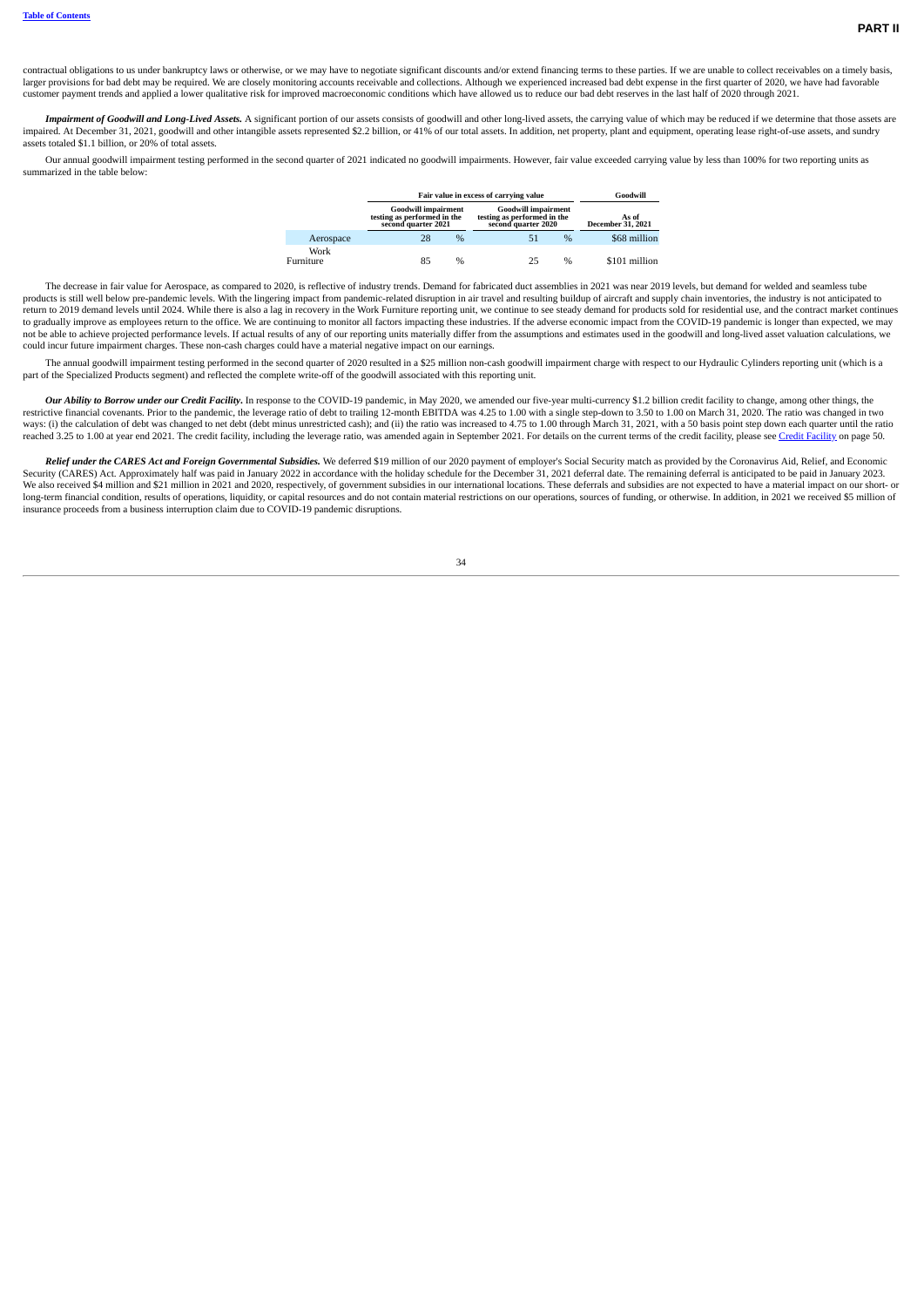contractual obligations to us under bankruptcy laws or otherwise, or we may have to negotiate significant discounts and/or extend financing terms to these parties. If we are unable to collect receivables on a timely basis, larger provisions for bad debt may be required. We are closely monitoring accounts receivable and collections. Although we experienced increased bad debt expense in the first quarter of 2020, we have had favorable customer payment trends and applied a lower qualitative risk for improved macroeconomic conditions which have allowed us to reduce our bad debt reserves in the last half of 2020 through 2021.

***Impairment of Goodwill and Long-Lived Assets.*** A significant portion of our assets consists of goodwill and other long-lived assets, the carrying value of which may be reduced if we determine that those assets are impaired. At December 31, 2021, goodwill and other intangible assets represented $2.2 billion, or 41% of our total assets. In addition, net property, plant and equipment, operating lease right-of-use assets, and sundry assets totaled $1.1 billion, or 20% of total assets.

Our annual goodwill impairment testing performed in the second quarter of 2021 indicated no goodwill impairments. However, fair value exceeded carrying value by less than 100% for two reporting units as summarized in the table below:

| | Fair value in excess of carrying value | | Goodwill |
|---|---|---|---|
| | Goodwill impairment testing as performed in the second quarter 2021 | Goodwill impairment testing as performed in the second quarter 2020 | As of December 31, 2021 |
| Aerospace | 28 % | 51 % | $68 million |
| Work Furniture | 85 % | 25 % | $101 million |

The decrease in fair value for Aerospace, as compared to 2020, is reflective of industry trends. Demand for fabricated duct assemblies in 2021 was near 2019 levels, but demand for welded and seamless tube products is still well below pre-pandemic levels. With the lingering impact from pandemic-related disruption in air travel and resulting buildup of aircraft and supply chain inventories, the industry is not anticipated to return to 2019 demand levels until 2024. While there is also a lag in recovery in the Work Furniture reporting unit, we continue to see steady demand for products sold for residential use, and the contract market continues to gradually improve as employees return to the office. We are continuing to monitor all factors impacting these industries. If the adverse economic impact from the COVID-19 pandemic is longer than expected, we may not be able to achieve projected performance levels. If actual results of any of our reporting units materially differ from the assumptions and estimates used in the goodwill and long-lived asset valuation calculations, we could incur future impairment charges. These non-cash charges could have a material negative impact on our earnings.

The annual goodwill impairment testing performed in the second quarter of 2020 resulted in a $25 million non-cash goodwill impairment charge with respect to our Hydraulic Cylinders reporting unit (which is a part of the Specialized Products segment) and reflected the complete write-off of the goodwill associated with this reporting unit.

***Our Ability to Borrow under our Credit Facility.*** In response to the COVID-19 pandemic, in May 2020, we amended our five-year multi-currency $1.2 billion credit facility to change, among other things, the restrictive financial covenants. Prior to the pandemic, the leverage ratio of debt to trailing 12-month EBITDA was 4.25 to 1.00 with a single step-down to 3.50 to 1.00 on March 31, 2020. The ratio was changed in two ways: (i) the calculation of debt was changed to net debt (debt minus unrestricted cash); and (ii) the ratio was increased to 4.75 to 1.00 through March 31, 2021, with a 50 basis point step down each quarter until the ratio reached 3.25 to 1.00 at year end 2021. The credit facility, including the leverage ratio, was amended again in September 2021. For details on the current terms of the credit facility, please see Credit Facility on page 50.

***Relief under the CARES Act and Foreign Governmental Subsidies.*** We deferred $19 million of our 2020 payment of employer's Social Security match as provided by the Coronavirus Aid, Relief, and Economic Security (CARES) Act. Approximately half was paid in January 2022 in accordance with the holiday schedule for the December 31, 2021 deferral date. The remaining deferral is anticipated to be paid in January 2023. We also received $4 million and $21 million in 2021 and 2020, respectively, of government subsidies in our international locations. These deferrals and subsidies are not expected to have a material impact on our short- or long-term financial condition, results of operations, liquidity, or capital resources and do not contain material restrictions on our operations, sources of funding, or otherwise. In addition, in 2021 we received $5 million of insurance proceeds from a business interruption claim due to COVID-19 pandemic disruptions.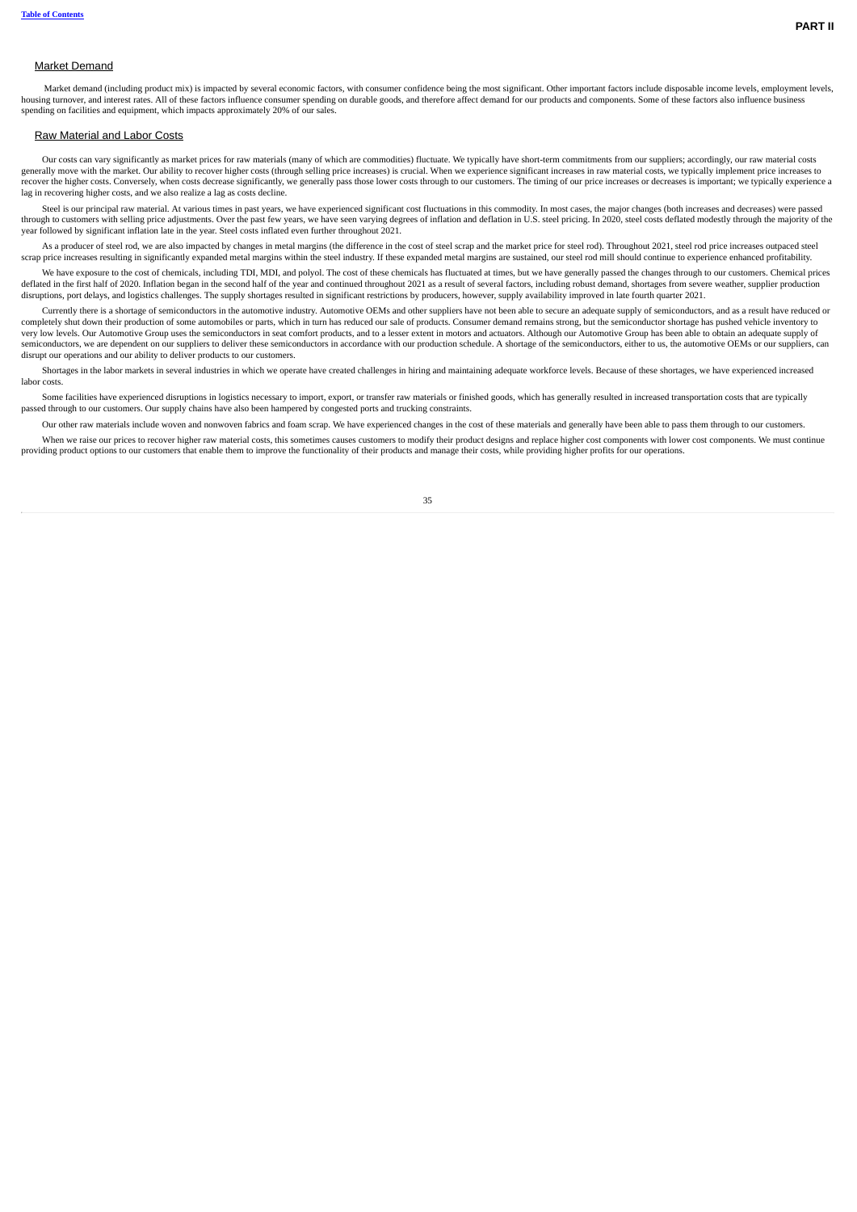## Market Demand

Market demand (including product mix) is impacted by several economic factors, with consumer confidence being the most significant. Other important factors include disposable income levels, employment levels, housing turnover, and interest rates. All of these factors influence consumer spending on durable goods, and therefore affect demand for our products and components. Some of these factors also influence business spending on facilities and equipment, which impacts approximately 20% of our sales.

## Raw Material and Labor Costs

Our costs can vary significantly as market prices for raw materials (many of which are commodities) fluctuate. We typically have short-term commitments from our suppliers; accordingly, our raw material costs generally move with the market. Our ability to recover higher costs (through selling price increases) is crucial. When we experience significant increases in raw material costs, we typically implement price increases to recover the higher costs. Conversely, when costs decrease significantly, we generally pass those lower costs through to our customers. The timing of our price increases or decreases is important; we typically experience a lag in recovering higher costs, and we also realize a lag as costs decline.

Steel is our principal raw material. At various times in past years, we have experienced significant cost fluctuations in this commodity. In most cases, the major changes (both increases and decreases) were passed through to customers with selling price adjustments. Over the past few years, we have seen varying degrees of inflation and deflation in U.S. steel pricing. In 2020, steel costs deflated modestly through the majority of the year followed by significant inflation late in the year. Steel costs inflated even further throughout 2021.

As a producer of steel rod, we are also impacted by changes in metal margins (the difference in the cost of steel scrap and the market price for steel rod). Throughout 2021, steel rod price increases outpaced steel scrap price increases resulting in significantly expanded metal margins within the steel industry. If these expanded metal margins are sustained, our steel rod mill should continue to experience enhanced profitability.

We have exposure to the cost of chemicals, including TDI, MDI, and polyol. The cost of these chemicals has fluctuated at times, but we have generally passed the changes through to our customers. Chemical prices deflated in the first half of 2020. Inflation began in the second half of the year and continued throughout 2021 as a result of several factors, including robust demand, shortages from severe weather, supplier production disruptions, port delays, and logistics challenges. The supply shortages resulted in significant restrictions by producers, however, supply availability improved in late fourth quarter 2021.

Currently there is a shortage of semiconductors in the automotive industry. Automotive OEMs and other suppliers have not been able to secure an adequate supply of semiconductors, and as a result have reduced or completely shut down their production of some automobiles or parts, which in turn has reduced our sale of products. Consumer demand remains strong, but the semiconductor shortage has pushed vehicle inventory to very low levels. Our Automotive Group uses the semiconductors in seat comfort products, and to a lesser extent in motors and actuators. Although our Automotive Group has been able to obtain an adequate supply of semiconductors, we are dependent on our suppliers to deliver these semiconductors in accordance with our production schedule. A shortage of the semiconductors, either to us, the automotive OEMs or our suppliers, can disrupt our operations and our ability to deliver products to our customers.

Shortages in the labor markets in several industries in which we operate have created challenges in hiring and maintaining adequate workforce levels. Because of these shortages, we have experienced increased labor costs.

Some facilities have experienced disruptions in logistics necessary to import, export, or transfer raw materials or finished goods, which has generally resulted in increased transportation costs that are typically passed through to our customers. Our supply chains have also been hampered by congested ports and trucking constraints.

Our other raw materials include woven and nonwoven fabrics and foam scrap. We have experienced changes in the cost of these materials and generally have been able to pass them through to our customers.

When we raise our prices to recover higher raw material costs, this sometimes causes customers to modify their product designs and replace higher cost components with lower cost components. We must continue providing product options to our customers that enable them to improve the functionality of their products and manage their costs, while providing higher profits for our operations.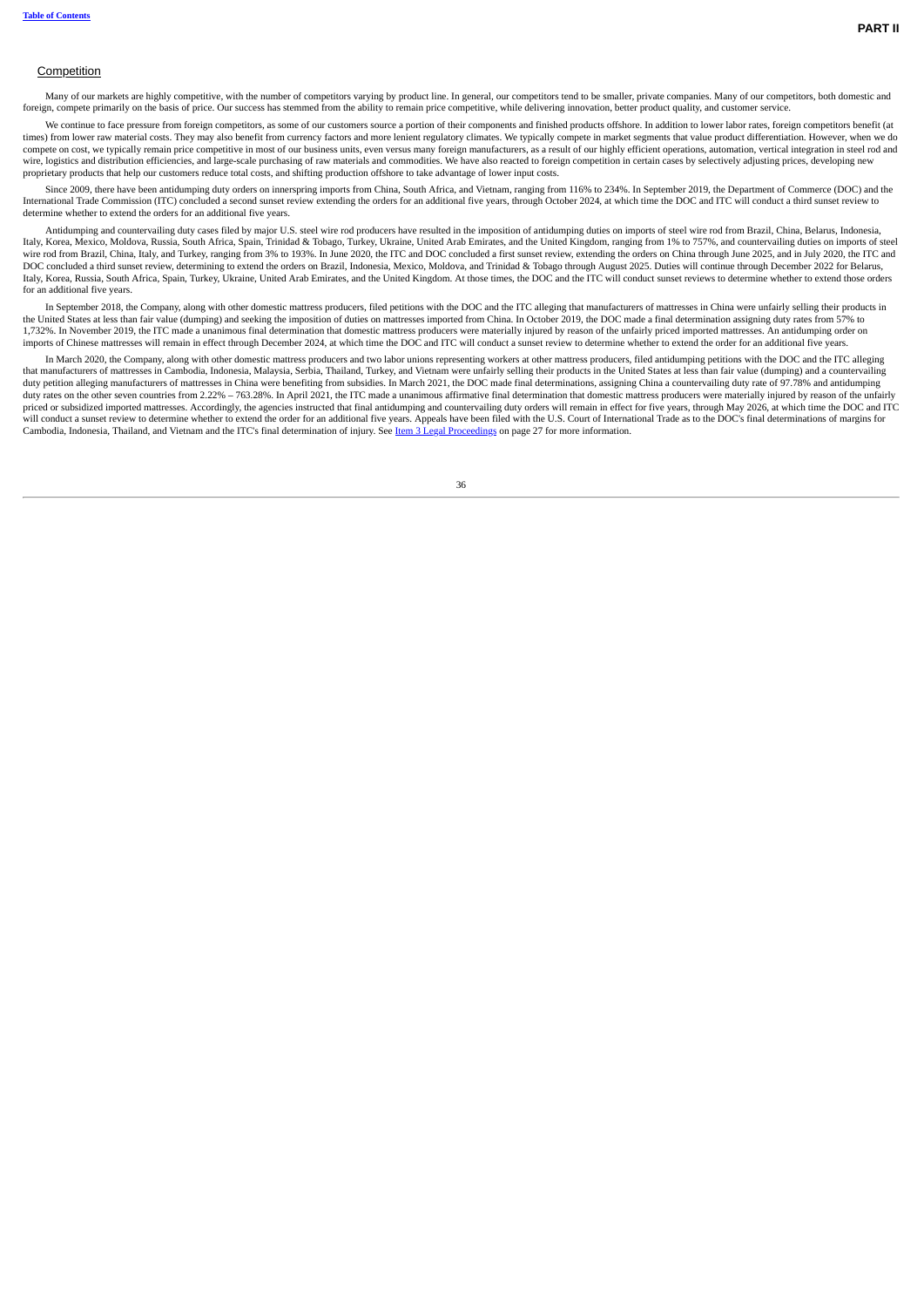## Competition

Many of our markets are highly competitive, with the number of competitors varying by product line. In general, our competitors tend to be smaller, private companies. Many of our competitors, both domestic and foreign, compete primarily on the basis of price. Our success has stemmed from the ability to remain price competitive, while delivering innovation, better product quality, and customer service.

We continue to face pressure from foreign competitors, as some of our customers source a portion of their components and finished products offshore. In addition to lower labor rates, foreign competitors benefit (at times) from lower raw material costs. They may also benefit from currency factors and more lenient regulatory climates. We typically compete in market segments that value product differentiation. However, when we do compete on cost, we typically remain price competitive in most of our business units, even versus many foreign manufacturers, as a result of our highly efficient operations, automation, vertical integration in steel rod and wire, logistics and distribution efficiencies, and large-scale purchasing of raw materials and commodities. We have also reacted to foreign competition in certain cases by selectively adjusting prices, developing new proprietary products that help our customers reduce total costs, and shifting production offshore to take advantage of lower input costs.

Since 2009, there have been antidumping duty orders on innerspring imports from China, South Africa, and Vietnam, ranging from 116% to 234%. In September 2019, the Department of Commerce (DOC) and the International Trade Commission (ITC) concluded a second sunset review extending the orders for an additional five years, through October 2024, at which time the DOC and ITC will conduct a third sunset review to determine whether to extend the orders for an additional five years.

Antidumping and countervailing duty cases filed by major U.S. steel wire rod producers have resulted in the imposition of antidumping duties on imports of steel wire rod from Brazil, China, Belarus, Indonesia, Italy, Korea, Mexico, Moldova, Russia, South Africa, Spain, Trinidad & Tobago, Turkey, Ukraine, United Arab Emirates, and the United Kingdom, ranging from 1% to 757%, and countervailing duties on imports of steel wire rod from Brazil, China, Italy, and Turkey, ranging from 3% to 193%. In June 2020, the ITC and DOC concluded a first sunset review, extending the orders on China through June 2025, and in July 2020, the ITC and DOC concluded a third sunset review, determining to extend the orders on Brazil, Indonesia, Mexico, Moldova, and Trinidad & Tobago through August 2025. Duties will continue through December 2022 for Belarus, Italy, Korea, Russia, South Africa, Spain, Turkey, Ukraine, United Arab Emirates, and the United Kingdom. At those times, the DOC and the ITC will conduct sunset reviews to determine whether to extend those orders for an additional five years.

In September 2018, the Company, along with other domestic mattress producers, filed petitions with the DOC and the ITC alleging that manufacturers of mattresses in China were unfairly selling their products in the United States at less than fair value (dumping) and seeking the imposition of duties on mattresses imported from China. In October 2019, the DOC made a final determination assigning duty rates from 57% to 1,732%. In November 2019, the ITC made a unanimous final determination that domestic mattress producers were materially injured by reason of the unfairly priced imported mattresses. An antidumping order on imports of Chinese mattresses will remain in effect through December 2024, at which time the DOC and ITC will conduct a sunset review to determine whether to extend the order for an additional five years.

In March 2020, the Company, along with other domestic mattress producers and two labor unions representing workers at other mattress producers, filed antidumping petitions with the DOC and the ITC alleging that manufacturers of mattresses in Cambodia, Indonesia, Malaysia, Serbia, Thailand, Turkey, and Vietnam were unfairly selling their products in the United States at less than fair value (dumping) and a countervailing duty petition alleging manufacturers of mattresses in China were benefiting from subsidies. In March 2021, the DOC made final determinations, assigning China a countervailing duty rate of 97.78% and antidumping duty rates on the other seven countries from 2.22% – 763.28%. In April 2021, the ITC made a unanimous affirmative final determination that domestic mattress producers were materially injured by reason of the unfairly priced or subsidized imported mattresses. Accordingly, the agencies instructed that final antidumping and countervailing duty orders will remain in effect for five years, through May 2026, at which time the DOC and ITC will conduct a sunset review to determine whether to extend the order for an additional five years. Appeals have been filed with the U.S. Court of International Trade as to the DOC's final determinations of margins for Cambodia, Indonesia, Thailand, and Vietnam and the ITC's final determination of injury. See Item 3 Legal Proceedings on page 27 for more information.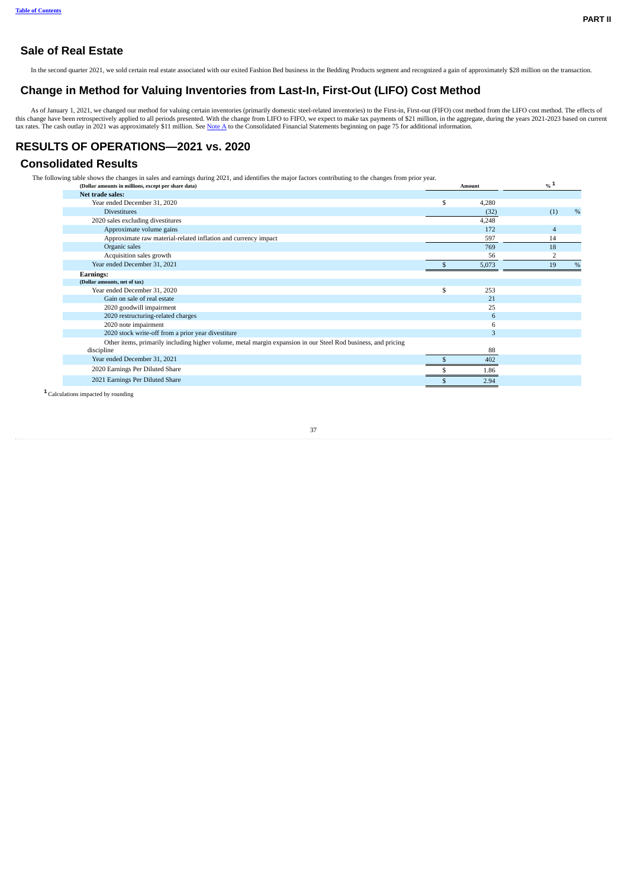## Sale of Real Estate

In the second quarter 2021, we sold certain real estate associated with our exited Fashion Bed business in the Bedding Products segment and recognized a gain of approximately $28 million on the transaction.

## Change in Method for Valuing Inventories from Last-In, First-Out (LIFO) Cost Method

As of January 1, 2021, we changed our method for valuing certain inventories (primarily domestic steel-related inventories) to the First-in, First-out (FIFO) cost method from the LIFO cost method. The effects of this change have been retrospectively applied to all periods presented. With the change from LIFO to FIFO, we expect to make tax payments of $21 million, in the aggregate, during the years 2021-2023 based on current tax rates. The cash outlay in 2021 was approximately $11 million. See Note A to the Consolidated Financial Statements beginning on page 75 for additional information.

# RESULTS OF OPERATIONS—2021 vs. 2020

## Consolidated Results

The following table shows the changes in sales and earnings during 2021, and identifies the major factors contributing to the changes from prior year.

| (Dollar amounts in millions, except per share data) | Amount | %[1] |
|---|---|---|
| **Net trade sales:** | | |
| Year ended December 31, 2020 | $ 4,280 | |
| Divestitures | (32) | (1) % |
| 2020 sales excluding divestitures | 4,248 | |
| Approximate volume gains | 172 | 4 |
| Approximate raw material-related inflation and currency impact | 597 | 14 |
| Organic sales | 769 | 18 |
| Acquisition sales growth | 56 | 2 |
| Year ended December 31, 2021 | $ 5,073 | 19 % |
| **Earnings:** | | |
| **(Dollar amounts, net of tax)** | | |
| Year ended December 31, 2020 | $ 253 | |
| Gain on sale of real estate | 21 | |
| 2020 goodwill impairment | 25 | |
| 2020 restructuring-related charges | 6 | |
| 2020 note impairment | 6 | |
| 2020 stock write-off from a prior year divestiture | 3 | |
| Other items, primarily including higher volume, metal margin expansion in our Steel Rod business, and pricing discipline | 88 | |
| Year ended December 31, 2021 | $ 402 | |
| 2020 Earnings Per Diluted Share | $ 1.86 | |
| 2021 Earnings Per Diluted Share | $ 2.94 | |

[1] Calculations impacted by rounding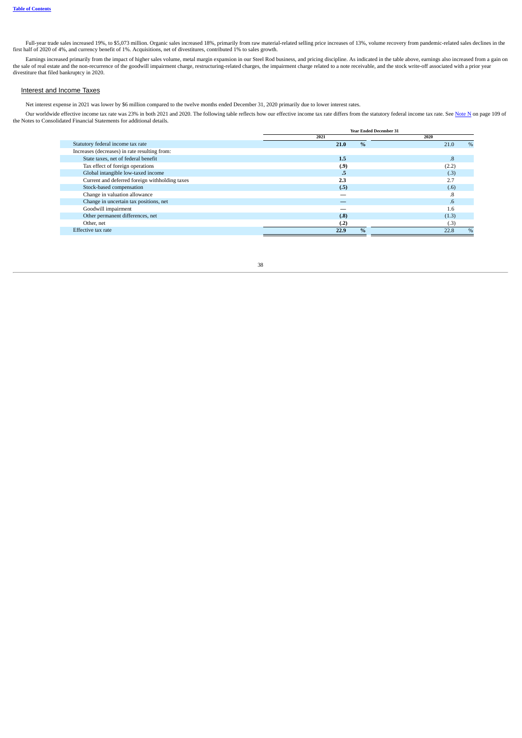Full-year trade sales increased 19%, to $5,073 million. Organic sales increased 18%, primarily from raw material-related selling price increases of 13%, volume recovery from pandemic-related sales declines in the first half of 2020 of 4%, and currency benefit of 1%. Acquisitions, net of divestitures, contributed 1% to sales growth.

Earnings increased primarily from the impact of higher sales volume, metal margin expansion in our Steel Rod business, and pricing discipline. As indicated in the table above, earnings also increased from a gain on the sale of real estate and the non-recurrence of the goodwill impairment charge, restructuring-related charges, the impairment charge related to a note receivable, and the stock write-off associated with a prior year divestiture that filed bankruptcy in 2020.

## Interest and Income Taxes

Net interest expense in 2021 was lower by $6 million compared to the twelve months ended December 31, 2020 primarily due to lower interest rates.

Our worldwide effective income tax rate was 23% in both 2021 and 2020. The following table reflects how our effective income tax rate differs from the statutory federal income tax rate. See Note N on page 109 of the Notes to Consolidated Financial Statements for additional details.

| | Year Ended December 31 | |
|---|---|---|
| | **2021** | **2020** |
| Statutory federal income tax rate | **21.0 %** | 21.0 % |
| Increases (decreases) in rate resulting from: | | |
| State taxes, net of federal benefit | **1.5** | .8 |
| Tax effect of foreign operations | **(.9)** | (2.2) |
| Global intangible low-taxed income | **.5** | (.3) |
| Current and deferred foreign withholding taxes | **2.3** | 2.7 |
| Stock-based compensation | **(.5)** | (.6) |
| Change in valuation allowance | **—** | .8 |
| Change in uncertain tax positions, net | **—** | .6 |
| Goodwill impairment | **—** | 1.6 |
| Other permanent differences, net | **(.8)** | (1.3) |
| Other, net | **(.2)** | (.3) |
| Effective tax rate | **22.9 %** | 22.8 % |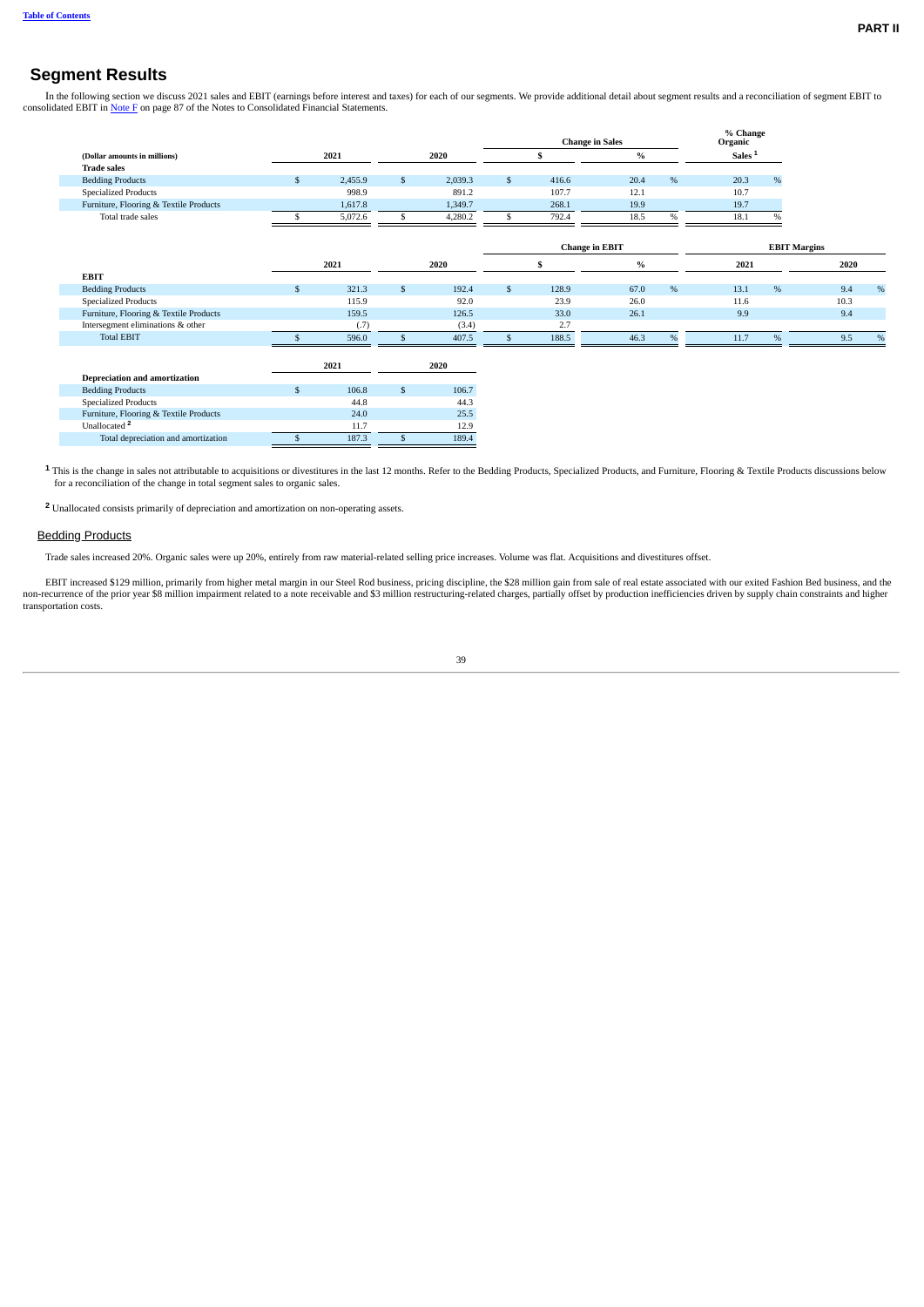## Segment Results

In the following section we discuss 2021 sales and EBIT (earnings before interest and taxes) for each of our segments. We provide additional detail about segment results and a reconciliation of segment EBIT to consolidated EBIT in Note F on page 87 of the Notes to Consolidated Financial Statements.

| (Dollar amounts in millions) | 2021 | 2020 | Change in Sales $ | Change in Sales % | % Change Organic Sales [1] |
|---|---|---|---|---|---|
| **Trade sales** | | | | | |
| Bedding Products | $ 2,455.9 | $ 2,039.3 | $ 416.6 | 20.4 % | 20.3 % |
| Specialized Products | 998.9 | 891.2 | 107.7 | 12.1 | 10.7 |
| Furniture, Flooring & Textile Products | 1,617.8 | 1,349.7 | 268.1 | 19.9 | 19.7 |
| Total trade sales | $ 5,072.6 | $ 4,280.2 | $ 792.4 | 18.5 % | 18.1 % |

| | 2021 | 2020 | Change in EBIT $ | Change in EBIT % | EBIT Margins 2021 | EBIT Margins 2020 |
|---|---|---|---|---|---|---|
| **EBIT** | | | | | | |
| Bedding Products | $ 321.3 | $ 192.4 | $ 128.9 | 67.0 % | 13.1 % | 9.4 % |
| Specialized Products | 115.9 | 92.0 | 23.9 | 26.0 | 11.6 | 10.3 |
| Furniture, Flooring & Textile Products | 159.5 | 126.5 | 33.0 | 26.1 | 9.9 | 9.4 |
| Intersegment eliminations & other | (.7) | (3.4) | 2.7 | | | |
| Total EBIT | $ 596.0 | $ 407.5 | $ 188.5 | 46.3 % | 11.7 % | 9.5 % |

| | 2021 | 2020 |
|---|---|---|
| **Depreciation and amortization** | | |
| Bedding Products | $ 106.8 | $ 106.7 |
| Specialized Products | 44.8 | 44.3 |
| Furniture, Flooring & Textile Products | 24.0 | 25.5 |
| Unallocated [2] | 11.7 | 12.9 |
| Total depreciation and amortization | $ 187.3 | $ 189.4 |

[1] This is the change in sales not attributable to acquisitions or divestitures in the last 12 months. Refer to the Bedding Products, Specialized Products, and Furniture, Flooring & Textile Products discussions below for a reconciliation of the change in total segment sales to organic sales.

[2] Unallocated consists primarily of depreciation and amortization on non-operating assets.

### Bedding Products

Trade sales increased 20%. Organic sales were up 20%, entirely from raw material-related selling price increases. Volume was flat. Acquisitions and divestitures offset.

EBIT increased $129 million, primarily from higher metal margin in our Steel Rod business, pricing discipline, the $28 million gain from sale of real estate associated with our exited Fashion Bed business, and the non-recurrence of the prior year $8 million impairment related to a note receivable and $3 million restructuring-related charges, partially offset by production inefficiencies driven by supply chain constraints and higher transportation costs.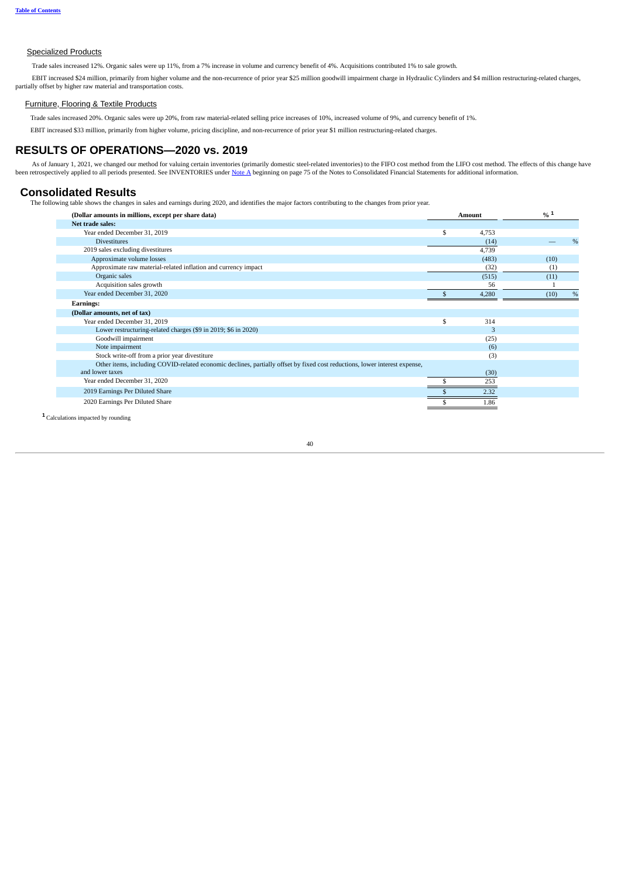### Specialized Products

Trade sales increased 12%. Organic sales were up 11%, from a 7% increase in volume and currency benefit of 4%. Acquisitions contributed 1% to sale growth.

EBIT increased $24 million, primarily from higher volume and the non-recurrence of prior year $25 million goodwill impairment charge in Hydraulic Cylinders and $4 million restructuring-related charges, partially offset by higher raw material and transportation costs.

### Furniture, Flooring & Textile Products

Trade sales increased 20%. Organic sales were up 20%, from raw material-related selling price increases of 10%, increased volume of 9%, and currency benefit of 1%.

EBIT increased $33 million, primarily from higher volume, pricing discipline, and non-recurrence of prior year $1 million restructuring-related charges.

# RESULTS OF OPERATIONS—2020 vs. 2019

As of January 1, 2021, we changed our method for valuing certain inventories (primarily domestic steel-related inventories) to the FIFO cost method from the LIFO cost method. The effects of this change have been retrospectively applied to all periods presented. See INVENTORIES under Note A beginning on page 75 of the Notes to Consolidated Financial Statements for additional information.

## Consolidated Results

The following table shows the changes in sales and earnings during 2020, and identifies the major factors contributing to the changes from prior year.

| (Dollar amounts in millions, except per share data) | Amount | %[1] |
|---|---|---|
| **Net trade sales:** | | |
| Year ended December 31, 2019 | $ 4,753 | |
| Divestitures | (14) | — % |
| 2019 sales excluding divestitures | 4,739 | |
| Approximate volume losses | (483) | (10) |
| Approximate raw material-related inflation and currency impact | (32) | (1) |
| Organic sales | (515) | (11) |
| Acquisition sales growth | 56 | 1 |
| Year ended December 31, 2020 | $ 4,280 | (10) % |
| **Earnings:** | | |
| **(Dollar amounts, net of tax)** | | |
| Year ended December 31, 2019 | $ 314 | |
| Lower restructuring-related charges ($9 in 2019; $6 in 2020) | 3 | |
| Goodwill impairment | (25) | |
| Note impairment | (6) | |
| Stock write-off from a prior year divestiture | (3) | |
| Other items, including COVID-related economic declines, partially offset by fixed cost reductions, lower interest expense, and lower taxes | (30) | |
| Year ended December 31, 2020 | $ 253 | |
| 2019 Earnings Per Diluted Share | $ 2.32 | |
| 2020 Earnings Per Diluted Share | $ 1.86 | |

[1] Calculations impacted by rounding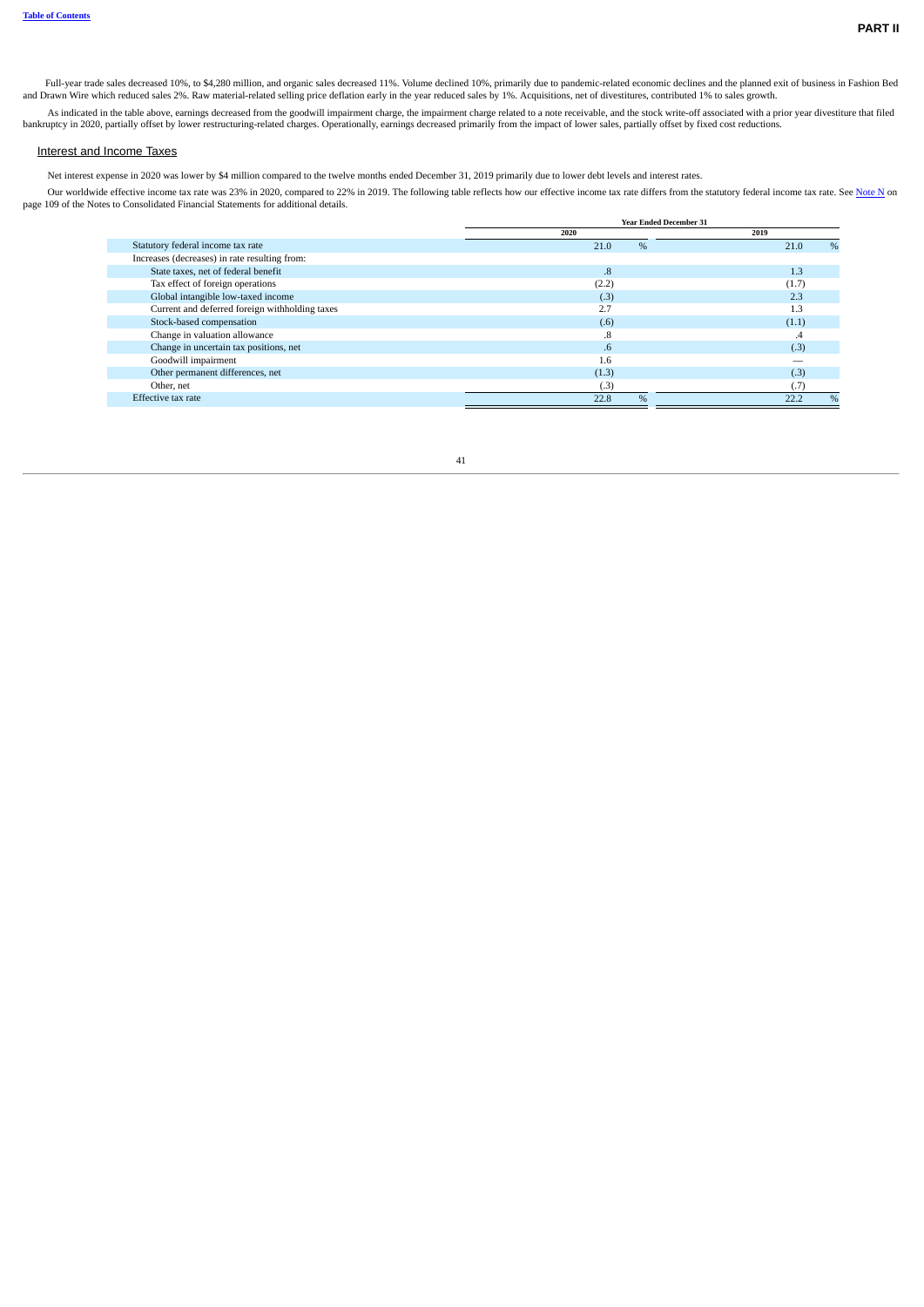Full-year trade sales decreased 10%, to $4,280 million, and organic sales decreased 11%. Volume declined 10%, primarily due to pandemic-related economic declines and the planned exit of business in Fashion Bed and Drawn Wire which reduced sales 2%. Raw material-related selling price deflation early in the year reduced sales by 1%. Acquisitions, net of divestitures, contributed 1% to sales growth.

As indicated in the table above, earnings decreased from the goodwill impairment charge, the impairment charge related to a note receivable, and the stock write-off associated with a prior year divestiture that filed bankruptcy in 2020, partially offset by lower restructuring-related charges. Operationally, earnings decreased primarily from the impact of lower sales, partially offset by fixed cost reductions.

## Interest and Income Taxes

Net interest expense in 2020 was lower by $4 million compared to the twelve months ended December 31, 2019 primarily due to lower debt levels and interest rates.

Our worldwide effective income tax rate was 23% in 2020, compared to 22% in 2019. The following table reflects how our effective income tax rate differs from the statutory federal income tax rate. See Note N on page 109 of the Notes to Consolidated Financial Statements for additional details.

| | Year Ended December 31 | |
|---|---|---|
| | 2020 | 2019 |
| Statutory federal income tax rate | 21.0 % | 21.0 % |
| Increases (decreases) in rate resulting from: | | |
| State taxes, net of federal benefit | .8 | 1.3 |
| Tax effect of foreign operations | (2.2) | (1.7) |
| Global intangible low-taxed income | (.3) | 2.3 |
| Current and deferred foreign withholding taxes | 2.7 | 1.3 |
| Stock-based compensation | (.6) | (1.1) |
| Change in valuation allowance | .8 | .4 |
| Change in uncertain tax positions, net | .6 | (.3) |
| Goodwill impairment | 1.6 | — |
| Other permanent differences, net | (1.3) | (.3) |
| Other, net | (.3) | (.7) |
| Effective tax rate | 22.8 % | 22.2 % |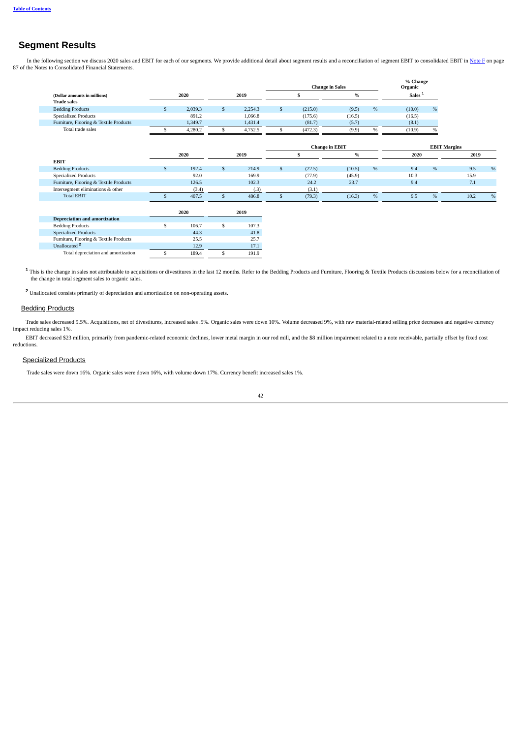## Segment Results

In the following section we discuss 2020 sales and EBIT for each of our segments. We provide additional detail about segment results and a reconciliation of segment EBIT to consolidated EBIT in Note F on page 87 of the Notes to Consolidated Financial Statements.

| (Dollar amounts in millions) | 2020 | 2019 | Change in Sales $ | Change in Sales % | % Change Organic Sales [1] |
|---|---|---|---|---|---|
| **Trade sales** | | | | | |
| Bedding Products | $ 2,039.3 | $ 2,254.3 | $ (215.0) | (9.5) % | (10.0) % |
| Specialized Products | 891.2 | 1,066.8 | (175.6) | (16.5) | (16.5) |
| Furniture, Flooring & Textile Products | 1,349.7 | 1,431.4 | (81.7) | (5.7) | (8.1) |
| Total trade sales | $ 4,280.2 | $ 4,752.5 | $ (472.3) | (9.9) % | (10.9) % |

| | 2020 | 2019 | Change in EBIT $ | Change in EBIT % | EBIT Margins 2020 | EBIT Margins 2019 |
|---|---|---|---|---|---|---|
| **EBIT** | | | | | | |
| Bedding Products | $ 192.4 | $ 214.9 | $ (22.5) | (10.5) % | 9.4 % | 9.5 % |
| Specialized Products | 92.0 | 169.9 | (77.9) | (45.9) | 10.3 | 15.9 |
| Furniture, Flooring & Textile Products | 126.5 | 102.3 | 24.2 | 23.7 | 9.4 | 7.1 |
| Intersegment eliminations & other | (3.4) | (.3) | (3.1) | | | |
| Total EBIT | $ 407.5 | $ 486.8 | $ (79.3) | (16.3) % | 9.5 % | 10.2 % |

| | 2020 | 2019 |
|---|---|---|
| **Depreciation and amortization** | | |
| Bedding Products | $ 106.7 | $ 107.3 |
| Specialized Products | 44.3 | 41.8 |
| Furniture, Flooring & Textile Products | 25.5 | 25.7 |
| Unallocated [2] | 12.9 | 17.1 |
| Total depreciation and amortization | $ 189.4 | $ 191.9 |

[1] This is the change in sales not attributable to acquisitions or divestitures in the last 12 months. Refer to the Bedding Products and Furniture, Flooring & Textile Products discussions below for a reconciliation of the change in total segment sales to organic sales.

[2] Unallocated consists primarily of depreciation and amortization on non-operating assets.

### Bedding Products

Trade sales decreased 9.5%. Acquisitions, net of divestitures, increased sales .5%. Organic sales were down 10%. Volume decreased 9%, with raw material-related selling price decreases and negative currency impact reducing sales 1%.

EBIT decreased $23 million, primarily from pandemic-related economic declines, lower metal margin in our rod mill, and the $8 million impairment related to a note receivable, partially offset by fixed cost reductions.

### Specialized Products

Trade sales were down 16%. Organic sales were down 16%, with volume down 17%. Currency benefit increased sales 1%.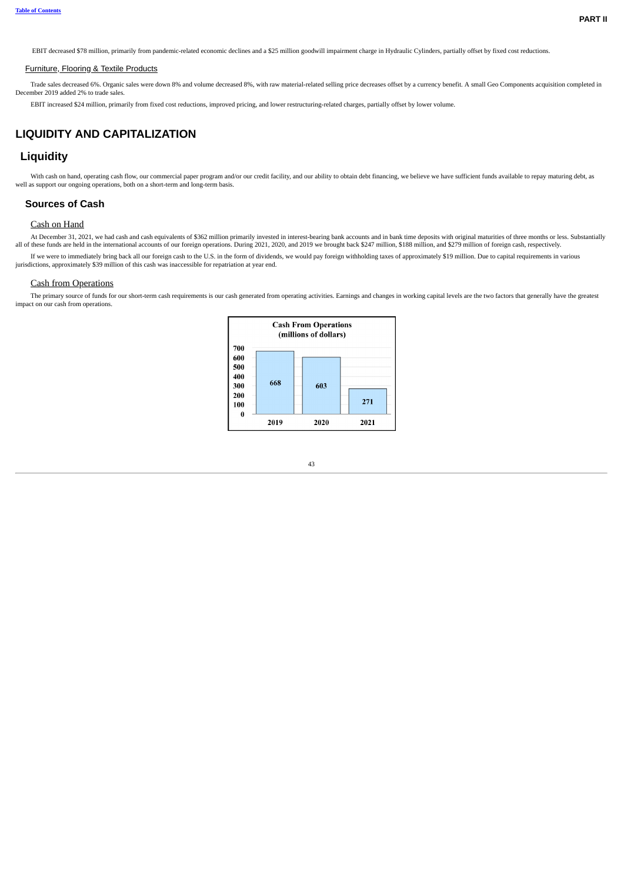EBIT decreased $78 million, primarily from pandemic-related economic declines and a $25 million goodwill impairment charge in Hydraulic Cylinders, partially offset by fixed cost reductions.

### Furniture, Flooring & Textile Products

Trade sales decreased 6%. Organic sales were down 8% and volume decreased 8%, with raw material-related selling price decreases offset by a currency benefit. A small Geo Components acquisition completed in December 2019 added 2% to trade sales.

EBIT increased $24 million, primarily from fixed cost reductions, improved pricing, and lower restructuring-related charges, partially offset by lower volume.

# LIQUIDITY AND CAPITALIZATION

## Liquidity

With cash on hand, operating cash flow, our commercial paper program and/or our credit facility, and our ability to obtain debt financing, we believe we have sufficient funds available to repay maturing debt, as well as support our ongoing operations, both on a short-term and long-term basis.

### Sources of Cash

#### Cash on Hand

At December 31, 2021, we had cash and cash equivalents of $362 million primarily invested in interest-bearing bank accounts and in bank time deposits with original maturities of three months or less. Substantially all of these funds are held in the international accounts of our foreign operations. During 2021, 2020, and 2019 we brought back $247 million, $188 million, and $279 million of foreign cash, respectively.

If we were to immediately bring back all our foreign cash to the U.S. in the form of dividends, we would pay foreign withholding taxes of approximately $19 million. Due to capital requirements in various jurisdictions, approximately $39 million of this cash was inaccessible for repatriation at year end.

#### Cash from Operations

The primary source of funds for our short-term cash requirements is our cash generated from operating activities. Earnings and changes in working capital levels are the two factors that generally have the greatest impact on our cash from operations.

**Cash From Operations (millions of dollars)**

| Year | Cash From Operations |
| --- | --- |
| 2019 | 668 |
| 2020 | 603 |
| 2021 | 271 |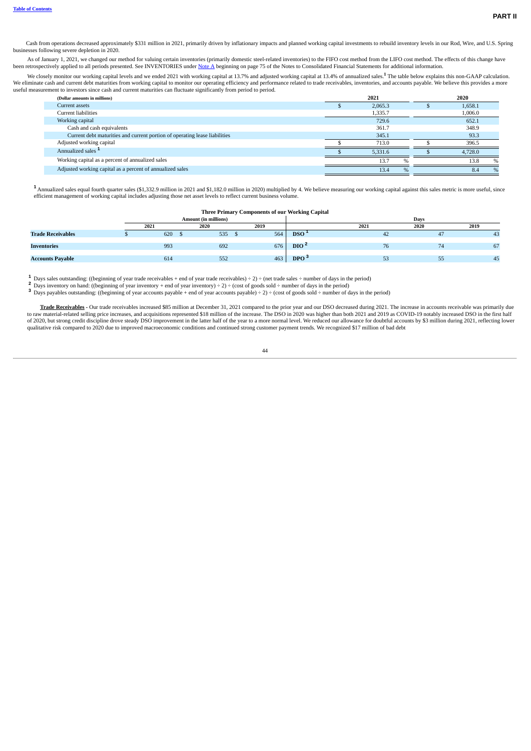Cash from operations decreased approximately $331 million in 2021, primarily driven by inflationary impacts and planned working capital investments to rebuild inventory levels in our Rod, Wire, and U.S. Spring businesses following severe depletion in 2020.

As of January 1, 2021, we changed our method for valuing certain inventories (primarily domestic steel-related inventories) to the FIFO cost method from the LIFO cost method. The effects of this change have been retrospectively applied to all periods presented. See INVENTORIES under Note A beginning on page 75 of the Notes to Consolidated Financial Statements for additional information.

We closely monitor our working capital levels and we ended 2021 with working capital at 13.7% and adjusted working capital at 13.4% of annualized sales.[1] The table below explains this non-GAAP calculation. We eliminate cash and current debt maturities from working capital to monitor our operating efficiency and performance related to trade receivables, inventories, and accounts payable. We believe this provides a more useful measurement to investors since cash and current maturities can fluctuate significantly from period to period.

| (Dollar amounts in millions) | 2021 | 2020 |
|---|---|---|
| Current assets | $ 2,065.3 | $ 1,658.1 |
| Current liabilities | 1,335.7 | 1,006.0 |
| Working capital | 729.6 | 652.1 |
| Cash and cash equivalents | 361.7 | 348.9 |
| Current debt maturities and current portion of operating lease liabilities | 345.1 | 93.3 |
| Adjusted working capital | $ 713.0 | $ 396.5 |
| Annualized sales [1] | $ 5,331.6 | $ 4,728.0 |
| Working capital as a percent of annualized sales | 13.7 % | 13.8 % |
| Adjusted working capital as a percent of annualized sales | 13.4 % | 8.4 % |

[1] Annualized sales equal fourth quarter sales ($1,332.9 million in 2021 and $1,182.0 million in 2020) multiplied by 4. We believe measuring our working capital against this sales metric is more useful, since efficient management of working capital includes adjusting those net asset levels to reflect current business volume.

**Three Primary Components of our Working Capital**

| | Amount (in millions) | | | | Days | | |
|---|---|---|---|---|---|---|---|
| | 2021 | 2020 | 2019 | | 2021 | 2020 | 2019 |
| **Trade Receivables** | $ 620 | $ 535 | $ 564 | **DSO** [1] | 42 | 47 | 43 |
| **Inventories** | 993 | 692 | 676 | **DIO** [2] | 76 | 74 | 67 |
| **Accounts Payable** | 614 | 552 | 463 | **DPO** [3] | 53 | 55 | 45 |

[1] Days sales outstanding: ((beginning of year trade receivables + end of year trade receivables) ÷ 2) ÷ (net trade sales ÷ number of days in the period)

[2] Days inventory on hand: ((beginning of year inventory + end of year inventory) ÷ 2) ÷ (cost of goods sold ÷ number of days in the period)

[3] Days payables outstanding: ((beginning of year accounts payable + end of year accounts payable) ÷ 2) ÷ (cost of goods sold ÷ number of days in the period)

**Trade Receivables** - Our trade receivables increased $85 million at December 31, 2021 compared to the prior year and our DSO decreased during 2021. The increase in accounts receivable was primarily due to raw material-related selling price increases, and acquisitions represented $18 million of the increase. The DSO in 2020 was higher than both 2021 and 2019 as COVID-19 notably increased DSO in the first half of 2020, but strong credit discipline drove steady DSO improvement in the latter half of the year to a more normal level. We reduced our allowance for doubtful accounts by $3 million during 2021, reflecting lower qualitative risk compared to 2020 due to improved macroeconomic conditions and continued strong customer payment trends. We recognized $17 million of bad debt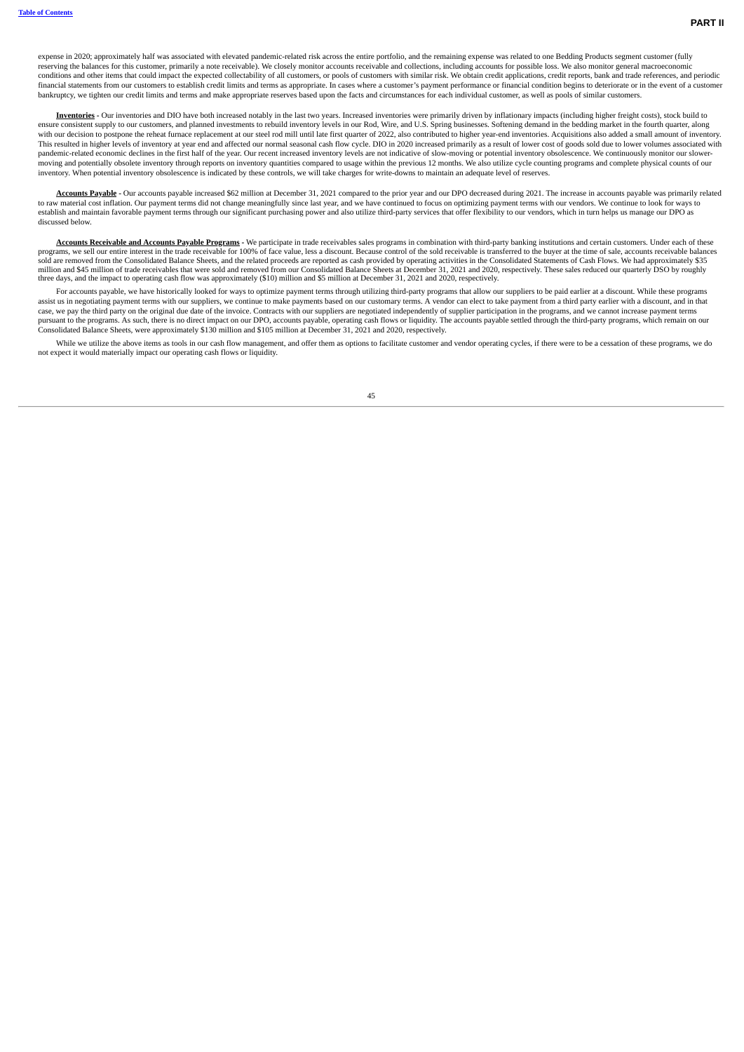expense in 2020; approximately half was associated with elevated pandemic-related risk across the entire portfolio, and the remaining expense was related to one Bedding Products segment customer (fully reserving the balances for this customer, primarily a note receivable). We closely monitor accounts receivable and collections, including accounts for possible loss. We also monitor general macroeconomic conditions and other items that could impact the expected collectability of all customers, or pools of customers with similar risk. We obtain credit applications, credit reports, bank and trade references, and periodic financial statements from our customers to establish credit limits and terms as appropriate. In cases where a customer's payment performance or financial condition begins to deteriorate or in the event of a customer bankruptcy, we tighten our credit limits and terms and make appropriate reserves based upon the facts and circumstances for each individual customer, as well as pools of similar customers.

**Inventories** - Our inventories and DIO have both increased notably in the last two years. Increased inventories were primarily driven by inflationary impacts (including higher freight costs), stock build to ensure consistent supply to our customers, and planned investments to rebuild inventory levels in our Rod, Wire, and U.S. Spring businesses. Softening demand in the bedding market in the fourth quarter, along with our decision to postpone the reheat furnace replacement at our steel rod mill until late first quarter of 2022, also contributed to higher year-end inventories. Acquisitions also added a small amount of inventory. This resulted in higher levels of inventory at year end and affected our normal seasonal cash flow cycle. DIO in 2020 increased primarily as a result of lower cost of goods sold due to lower volumes associated with pandemic-related economic declines in the first half of the year. Our recent increased inventory levels are not indicative of slow-moving or potential inventory obsolescence. We continuously monitor our slower-moving and potentially obsolete inventory through reports on inventory quantities compared to usage within the previous 12 months. We also utilize cycle counting programs and complete physical counts of our inventory. When potential inventory obsolescence is indicated by these controls, we will take charges for write-downs to maintain an adequate level of reserves.

**Accounts Payable** - Our accounts payable increased $62 million at December 31, 2021 compared to the prior year and our DPO decreased during 2021. The increase in accounts payable was primarily related to raw material cost inflation. Our payment terms did not change meaningfully since last year, and we have continued to focus on optimizing payment terms with our vendors. We continue to look for ways to establish and maintain favorable payment terms through our significant purchasing power and also utilize third-party services that offer flexibility to our vendors, which in turn helps us manage our DPO as discussed below.

**Accounts Receivable and Accounts Payable Programs** - We participate in trade receivables sales programs in combination with third-party banking institutions and certain customers. Under each of these programs, we sell our entire interest in the trade receivable for 100% of face value, less a discount. Because control of the sold receivable is transferred to the buyer at the time of sale, accounts receivable balances sold are removed from the Consolidated Balance Sheets, and the related proceeds are reported as cash provided by operating activities in the Consolidated Statements of Cash Flows. We had approximately $35 million and $45 million of trade receivables that were sold and removed from our Consolidated Balance Sheets at December 31, 2021 and 2020, respectively. These sales reduced our quarterly DSO by roughly three days, and the impact to operating cash flow was approximately ($10) million and $5 million at December 31, 2021 and 2020, respectively.

For accounts payable, we have historically looked for ways to optimize payment terms through utilizing third-party programs that allow our suppliers to be paid earlier at a discount. While these programs assist us in negotiating payment terms with our suppliers, we continue to make payments based on our customary terms. A vendor can elect to take payment from a third party earlier with a discount, and in that case, we pay the third party on the original due date of the invoice. Contracts with our suppliers are negotiated independently of supplier participation in the programs, and we cannot increase payment terms pursuant to the programs. As such, there is no direct impact on our DPO, accounts payable, operating cash flows or liquidity. The accounts payable settled through the third-party programs, which remain on our Consolidated Balance Sheets, were approximately $130 million and $105 million at December 31, 2021 and 2020, respectively.

While we utilize the above items as tools in our cash flow management, and offer them as options to facilitate customer and vendor operating cycles, if there were to be a cessation of these programs, we do not expect it would materially impact our operating cash flows or liquidity.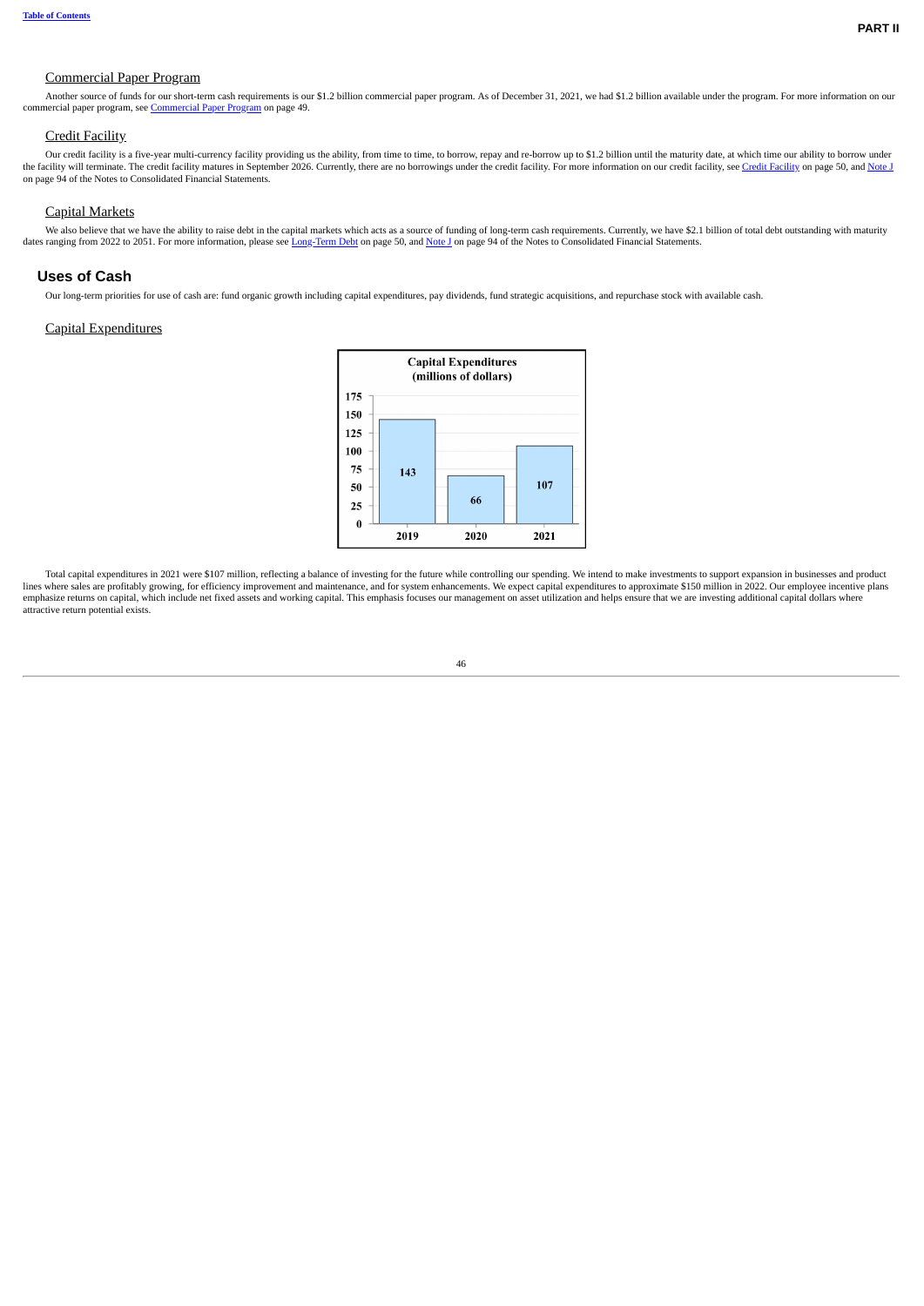### Commercial Paper Program

Another source of funds for our short-term cash requirements is our $1.2 billion commercial paper program. As of December 31, 2021, we had $1.2 billion available under the program. For more information on our commercial paper program, see Commercial Paper Program on page 49.

### Credit Facility

Our credit facility is a five-year multi-currency facility providing us the ability, from time to time, to borrow, repay and re-borrow up to $1.2 billion until the maturity date, at which time our ability to borrow under the facility will terminate. The credit facility matures in September 2026. Currently, there are no borrowings under the credit facility. For more information on our credit facility, see Credit Facility on page 50, and Note J on page 94 of the Notes to Consolidated Financial Statements.

### Capital Markets

We also believe that we have the ability to raise debt in the capital markets which acts as a source of funding of long-term cash requirements. Currently, we have $2.1 billion of total debt outstanding with maturity dates ranging from 2022 to 2051. For more information, please see Long-Term Debt on page 50, and Note J on page 94 of the Notes to Consolidated Financial Statements.

## Uses of Cash

Our long-term priorities for use of cash are: fund organic growth including capital expenditures, pay dividends, fund strategic acquisitions, and repurchase stock with available cash.

### Capital Expenditures

**Capital Expenditures (millions of dollars)**

| Year | Capital Expenditures |
|---|---|
| 2019 | 143 |
| 2020 | 66 |
| 2021 | 107 |

Total capital expenditures in 2021 were $107 million, reflecting a balance of investing for the future while controlling our spending. We intend to make investments to support expansion in businesses and product lines where sales are profitably growing, for efficiency improvement and maintenance, and for system enhancements. We expect capital expenditures to approximate $150 million in 2022. Our employee incentive plans emphasize returns on capital, which include net fixed assets and working capital. This emphasis focuses our management on asset utilization and helps ensure that we are investing additional capital dollars where attractive return potential exists.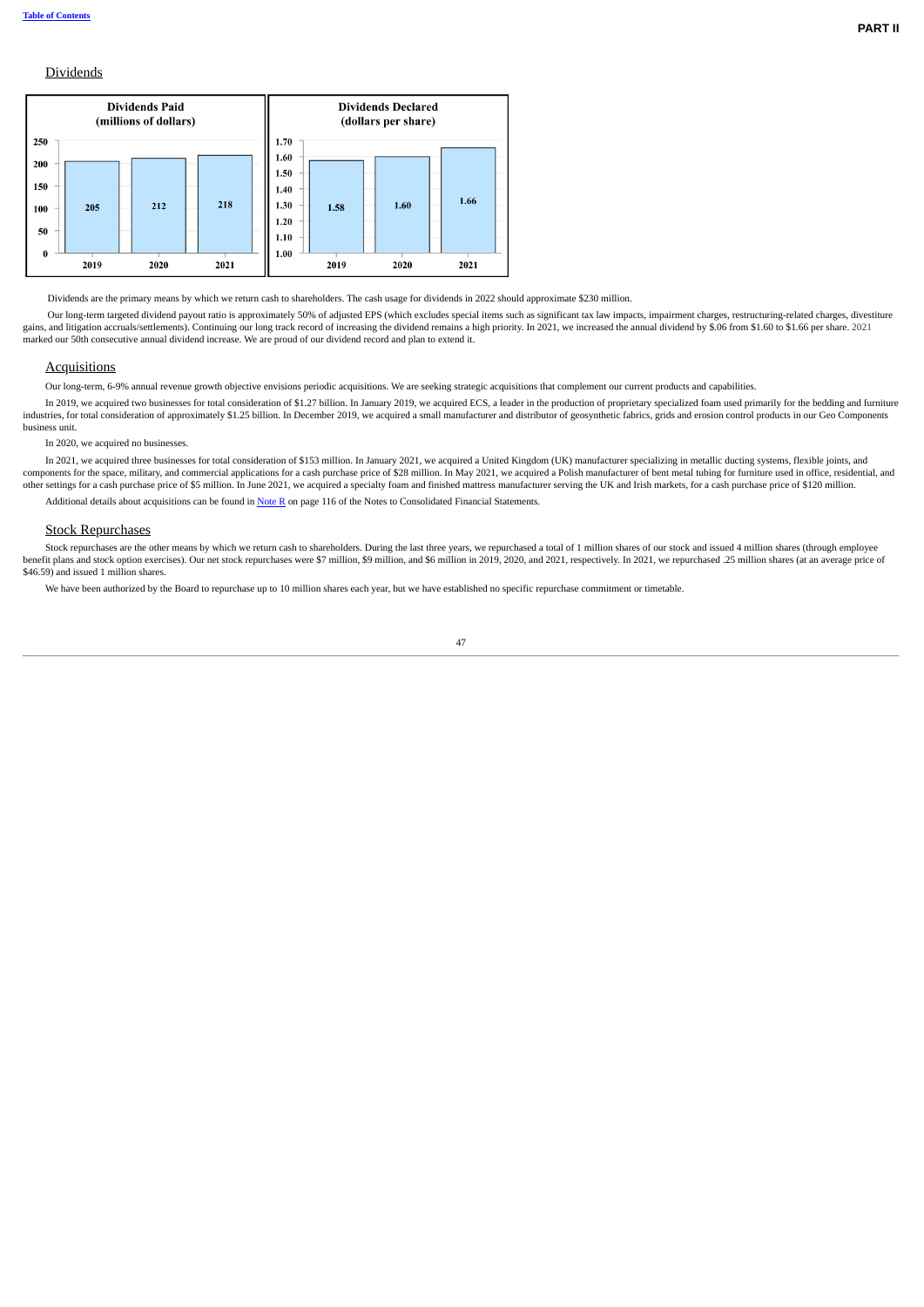## Dividends

| | 2019 | 2020 | 2021 |
|---|---|---|---|
| Dividends Paid (millions of dollars) | 205 | 212 | 218 |
| Dividends Declared (dollars per share) | 1.58 | 1.60 | 1.66 |

Dividends are the primary means by which we return cash to shareholders. The cash usage for dividends in 2022 should approximate $230 million.

Our long-term targeted dividend payout ratio is approximately 50% of adjusted EPS (which excludes special items such as significant tax law impacts, impairment charges, restructuring-related charges, divestiture gains, and litigation accruals/settlements). Continuing our long track record of increasing the dividend remains a high priority. In 2021, we increased the annual dividend by $.06 from $1.60 to $1.66 per share. 2021 marked our 50th consecutive annual dividend increase. We are proud of our dividend record and plan to extend it.

## Acquisitions

Our long-term, 6-9% annual revenue growth objective envisions periodic acquisitions. We are seeking strategic acquisitions that complement our current products and capabilities.

In 2019, we acquired two businesses for total consideration of $1.27 billion. In January 2019, we acquired ECS, a leader in the production of proprietary specialized foam used primarily for the bedding and furniture industries, for total consideration of approximately $1.25 billion. In December 2019, we acquired a small manufacturer and distributor of geosynthetic fabrics, grids and erosion control products in our Geo Components business unit.

In 2020, we acquired no businesses.

In 2021, we acquired three businesses for total consideration of $153 million. In January 2021, we acquired a United Kingdom (UK) manufacturer specializing in metallic ducting systems, flexible joints, and components for the space, military, and commercial applications for a cash purchase price of $28 million. In May 2021, we acquired a Polish manufacturer of bent metal tubing for furniture used in office, residential, and other settings for a cash purchase price of $5 million. In June 2021, we acquired a specialty foam and finished mattress manufacturer serving the UK and Irish markets, for a cash purchase price of $120 million.

Additional details about acquisitions can be found in Note R on page 116 of the Notes to Consolidated Financial Statements.

## Stock Repurchases

Stock repurchases are the other means by which we return cash to shareholders. During the last three years, we repurchased a total of 1 million shares of our stock and issued 4 million shares (through employee benefit plans and stock option exercises). Our net stock repurchases were $7 million, $9 million, and $6 million in 2019, 2020, and 2021, respectively. In 2021, we repurchased .25 million shares (at an average price of $46.59) and issued 1 million shares.

We have been authorized by the Board to repurchase up to 10 million shares each year, but we have established no specific repurchase commitment or timetable.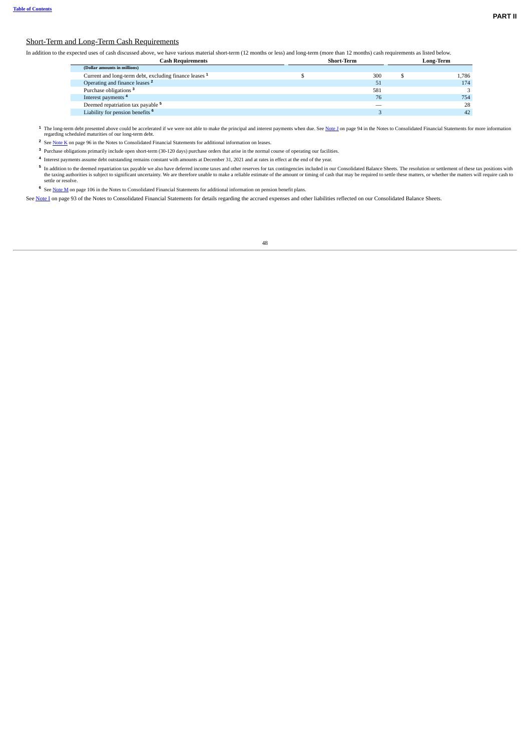## Short-Term and Long-Term Cash Requirements

In addition to the expected uses of cash discussed above, we have various material short-term (12 months or less) and long-term (more than 12 months) cash requirements as listed below.

| Cash Requirements | Short-Term | Long-Term |
|---|---|---|
| (Dollar amounts in millions) | | |
| Current and long-term debt, excluding finance leases [1] | $ 300 | $ 1,786 |
| Operating and finance leases [2] | 51 | 174 |
| Purchase obligations [3] | 581 | 3 |
| Interest payments [4] | 76 | 754 |
| Deemed repatriation tax payable [5] | — | 28 |
| Liability for pension benefits [6] | 3 | 42 |

[1] The long-term debt presented above could be accelerated if we were not able to make the principal and interest payments when due. See Note J on page 94 in the Notes to Consolidated Financial Statements for more information regarding scheduled maturities of our long-term debt.

[2] See Note K on page 96 in the Notes to Consolidated Financial Statements for additional information on leases.

[3] Purchase obligations primarily include open short-term (30-120 days) purchase orders that arise in the normal course of operating our facilities.

[4] Interest payments assume debt outstanding remains constant with amounts at December 31, 2021 and at rates in effect at the end of the year.

[5] In addition to the deemed repatriation tax payable we also have deferred income taxes and other reserves for tax contingencies included in our Consolidated Balance Sheets. The resolution or settlement of these tax positions with the taxing authorities is subject to significant uncertainty. We are therefore unable to make a reliable estimate of the amount or timing of cash that may be required to settle these matters, or whether the matters will require cash to settle or resolve.

[6] See Note M on page 106 in the Notes to Consolidated Financial Statements for additional information on pension benefit plans.

See Note I on page 93 of the Notes to Consolidated Financial Statements for details regarding the accrued expenses and other liabilities reflected on our Consolidated Balance Sheets.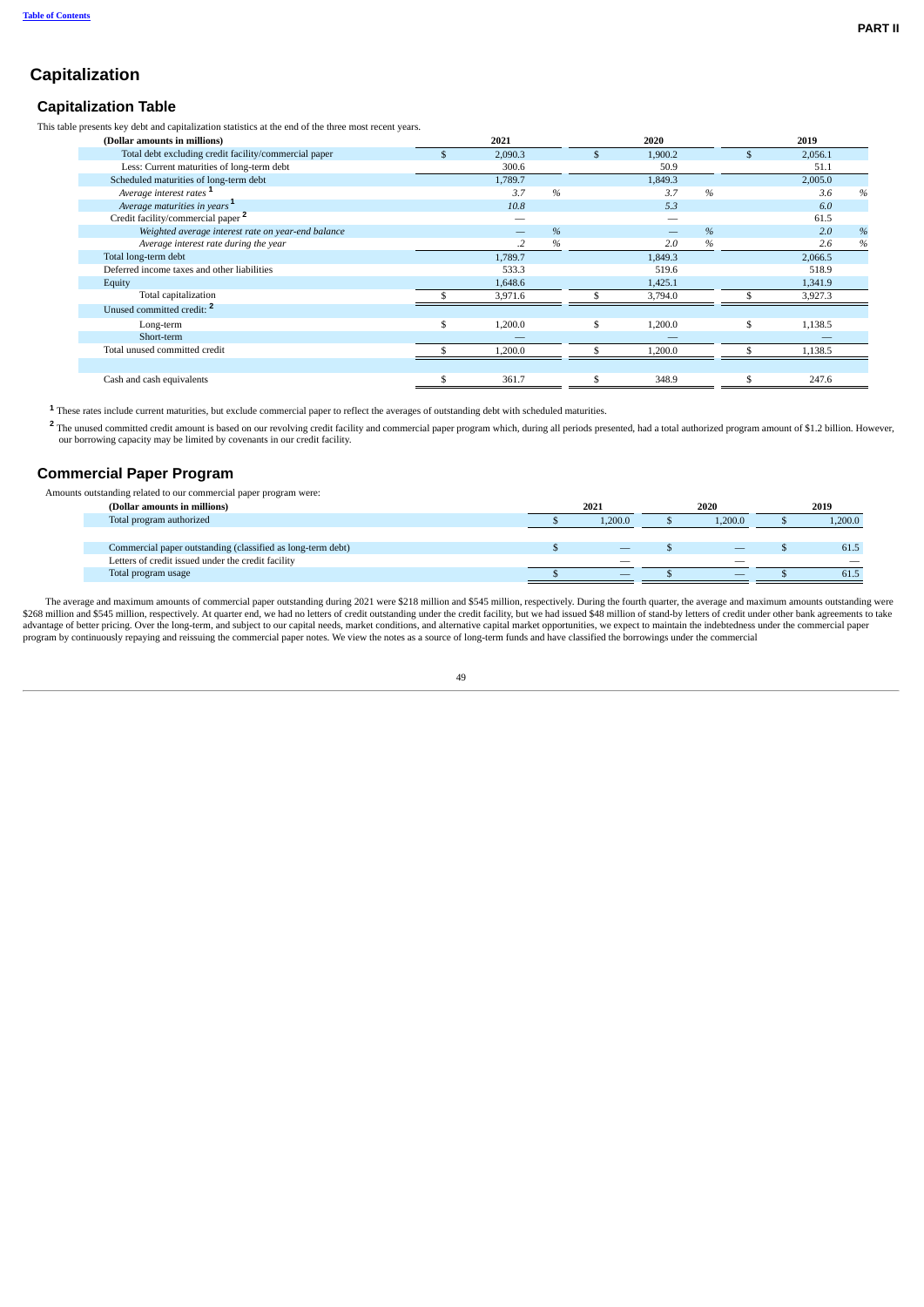# Capitalization

## Capitalization Table

This table presents key debt and capitalization statistics at the end of the three most recent years.

| (Dollar amounts in millions) | 2021 | 2020 | 2019 |
|---|---|---|---|
| Total debt excluding credit facility/commercial paper | $ 2,090.3 | $ 1,900.2 | $ 2,056.1 |
| Less: Current maturities of long-term debt | 300.6 | 50.9 | 51.1 |
| Scheduled maturities of long-term debt | 1,789.7 | 1,849.3 | 2,005.0 |
| *Average interest rates* [1] | *3.7 %* | *3.7 %* | *3.6 %* |
| *Average maturities in years* [1] | *10.8* | *5.3* | *6.0* |
| Credit facility/commercial paper [2] | — | — | 61.5 |
| *Weighted average interest rate on year-end balance* | *— %* | *— %* | *2.0 %* |
| *Average interest rate during the year* | *.2 %* | *2.0 %* | *2.6 %* |
| Total long-term debt | 1,789.7 | 1,849.3 | 2,066.5 |
| Deferred income taxes and other liabilities | 533.3 | 519.6 | 518.9 |
| Equity | 1,648.6 | 1,425.1 | 1,341.9 |
| Total capitalization | $ 3,971.6 | $ 3,794.0 | $ 3,927.3 |
| Unused committed credit: [2] | | | |
| Long-term | $ 1,200.0 | $ 1,200.0 | $ 1,138.5 |
| Short-term | — | — | — |
| Total unused committed credit | $ 1,200.0 | $ 1,200.0 | $ 1,138.5 |
| | | | |
| Cash and cash equivalents | $ 361.7 | $ 348.9 | $ 247.6 |

[1] These rates include current maturities, but exclude commercial paper to reflect the averages of outstanding debt with scheduled maturities.

[2] The unused committed credit amount is based on our revolving credit facility and commercial paper program which, during all periods presented, had a total authorized program amount of $1.2 billion. However, our borrowing capacity may be limited by covenants in our credit facility.

## Commercial Paper Program

Amounts outstanding related to our commercial paper program were:

| (Dollar amounts in millions) | 2021 | 2020 | 2019 |
|---|---|---|---|
| Total program authorized | $ 1,200.0 | $ 1,200.0 | $ 1,200.0 |
| | | | |
| Commercial paper outstanding (classified as long-term debt) | $ — | $ — | $ 61.5 |
| Letters of credit issued under the credit facility | — | — | — |
| Total program usage | $ — | $ — | $ 61.5 |

The average and maximum amounts of commercial paper outstanding during 2021 were $218 million and $545 million, respectively. During the fourth quarter, the average and maximum amounts outstanding were $268 million and $545 million, respectively. At quarter end, we had no letters of credit outstanding under the credit facility, but we had issued $48 million of stand-by letters of credit under other bank agreements to take advantage of better pricing. Over the long-term, and subject to our capital needs, market conditions, and alternative capital market opportunities, we expect to maintain the indebtedness under the commercial paper program by continuously repaying and reissuing the commercial paper notes. We view the notes as a source of long-term funds and have classified the borrowings under the commercial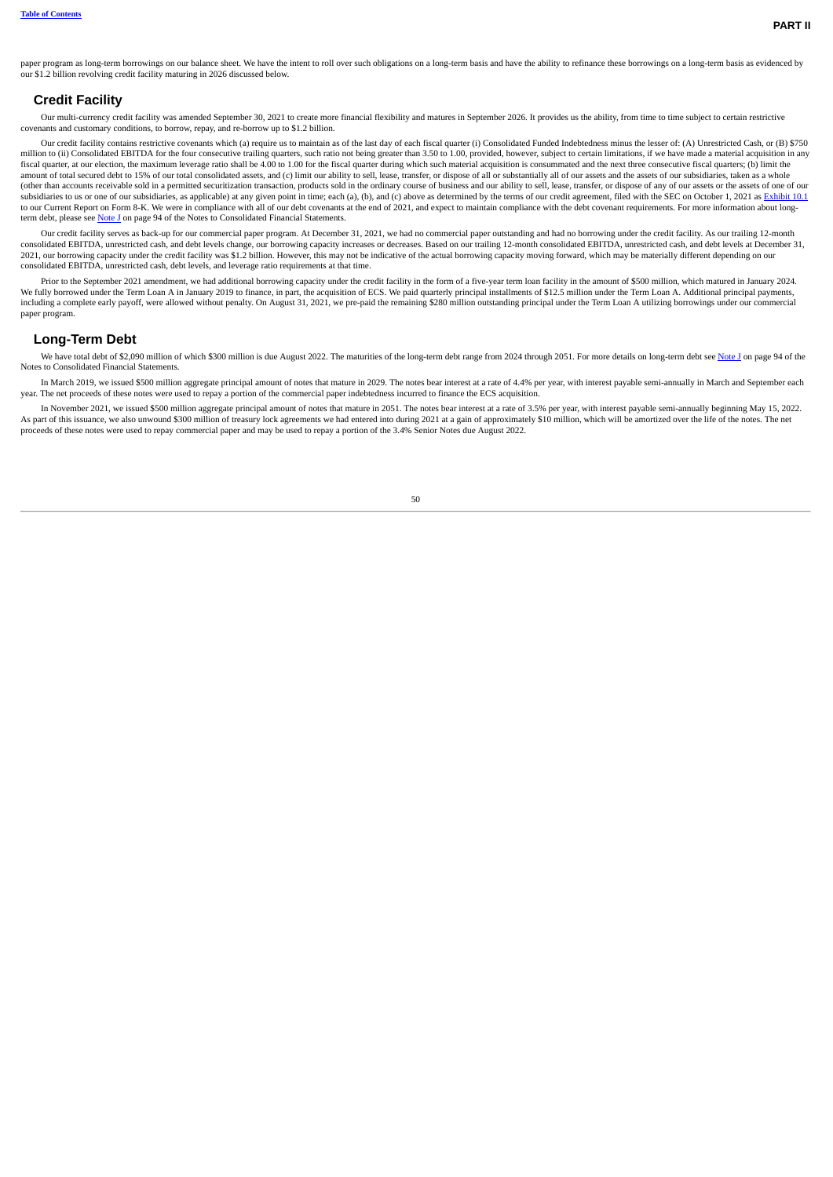paper program as long-term borrowings on our balance sheet. We have the intent to roll over such obligations on a long-term basis and have the ability to refinance these borrowings on a long-term basis as evidenced by our $1.2 billion revolving credit facility maturing in 2026 discussed below.

## Credit Facility

Our multi-currency credit facility was amended September 30, 2021 to create more financial flexibility and matures in September 2026. It provides us the ability, from time to time subject to certain restrictive covenants and customary conditions, to borrow, repay, and re-borrow up to $1.2 billion.

Our credit facility contains restrictive covenants which (a) require us to maintain as of the last day of each fiscal quarter (i) Consolidated Funded Indebtedness minus the lesser of: (A) Unrestricted Cash, or (B) $750 million to (ii) Consolidated EBITDA for the four consecutive trailing quarters, such ratio not being greater than 3.50 to 1.00, provided, however, subject to certain limitations, if we have made a material acquisition in any fiscal quarter, at our election, the maximum leverage ratio shall be 4.00 to 1.00 for the fiscal quarter during which such material acquisition is consummated and the next three consecutive fiscal quarters; (b) limit the amount of total secured debt to 15% of our total consolidated assets, and (c) limit our ability to sell, lease, transfer, or dispose of all or substantially all of our assets and the assets of our subsidiaries, taken as a whole (other than accounts receivable sold in a permitted securitization transaction, products sold in the ordinary course of business and our ability to sell, lease, transfer, or dispose of any of our assets or the assets of one of our subsidiaries to us or one of our subsidiaries, as applicable) at any given point in time; each (a), (b), and (c) above as determined by the terms of our credit agreement, filed with the SEC on October 1, 2021 as Exhibit 10.1 to our Current Report on Form 8-K. We were in compliance with all of our debt covenants at the end of 2021, and expect to maintain compliance with the debt covenant requirements. For more information about long-term debt, please see Note J on page 94 of the Notes to Consolidated Financial Statements.

Our credit facility serves as back-up for our commercial paper program. At December 31, 2021, we had no commercial paper outstanding and had no borrowing under the credit facility. As our trailing 12-month consolidated EBITDA, unrestricted cash, and debt levels change, our borrowing capacity increases or decreases. Based on our trailing 12-month consolidated EBITDA, unrestricted cash, and debt levels at December 31, 2021, our borrowing capacity under the credit facility was $1.2 billion. However, this may not be indicative of the actual borrowing capacity moving forward, which may be materially different depending on our consolidated EBITDA, unrestricted cash, debt levels, and leverage ratio requirements at that time.

Prior to the September 2021 amendment, we had additional borrowing capacity under the credit facility in the form of a five-year term loan facility in the amount of $500 million, which matured in January 2024. We fully borrowed under the Term Loan A in January 2019 to finance, in part, the acquisition of ECS. We paid quarterly principal installments of $12.5 million under the Term Loan A. Additional principal payments, including a complete early payoff, were allowed without penalty. On August 31, 2021, we pre-paid the remaining $280 million outstanding principal under the Term Loan A utilizing borrowings under our commercial paper program.

## Long-Term Debt

We have total debt of $2,090 million of which $300 million is due August 2022. The maturities of the long-term debt range from 2024 through 2051. For more details on long-term debt see Note J on page 94 of the Notes to Consolidated Financial Statements.

In March 2019, we issued $500 million aggregate principal amount of notes that mature in 2029. The notes bear interest at a rate of 4.4% per year, with interest payable semi-annually in March and September each year. The net proceeds of these notes were used to repay a portion of the commercial paper indebtedness incurred to finance the ECS acquisition.

In November 2021, we issued $500 million aggregate principal amount of notes that mature in 2051. The notes bear interest at a rate of 3.5% per year, with interest payable semi-annually beginning May 15, 2022. As part of this issuance, we also unwound $300 million of treasury lock agreements we had entered into during 2021 at a gain of approximately $10 million, which will be amortized over the life of the notes. The net proceeds of these notes were used to repay commercial paper and may be used to repay a portion of the 3.4% Senior Notes due August 2022.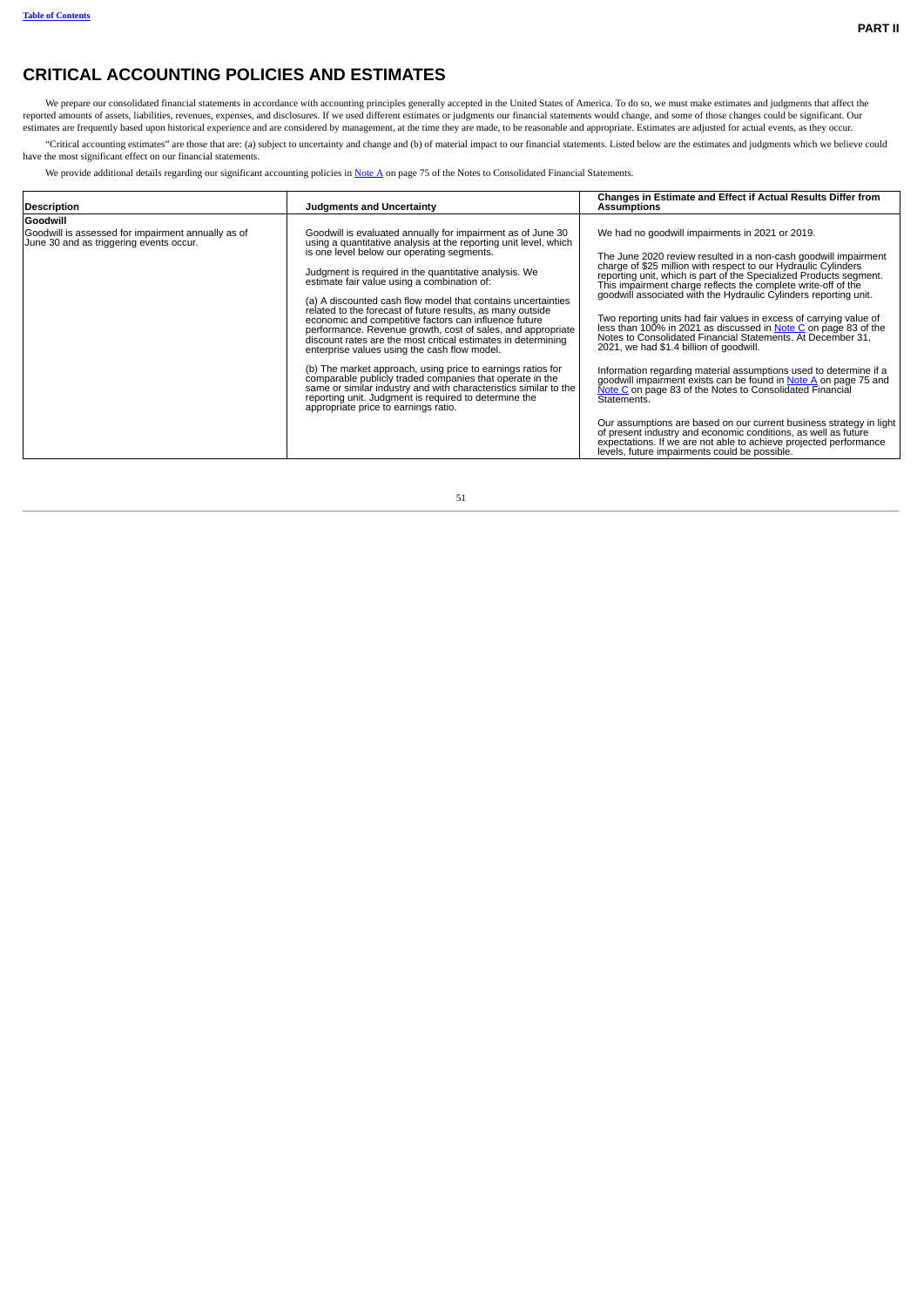# CRITICAL ACCOUNTING POLICIES AND ESTIMATES

We prepare our consolidated financial statements in accordance with accounting principles generally accepted in the United States of America. To do so, we must make estimates and judgments that affect the reported amounts of assets, liabilities, revenues, expenses, and disclosures. If we used different estimates or judgments our financial statements would change, and some of those changes could be significant. Our estimates are frequently based upon historical experience and are considered by management, at the time they are made, to be reasonable and appropriate. Estimates are adjusted for actual events, as they occur.

"Critical accounting estimates" are those that are: (a) subject to uncertainty and change and (b) of material impact to our financial statements. Listed below are the estimates and judgments which we believe could have the most significant effect on our financial statements.

We provide additional details regarding our significant accounting policies in Note A on page 75 of the Notes to Consolidated Financial Statements.

| Description | Judgments and Uncertainty | Changes in Estimate and Effect if Actual Results Differ from Assumptions |
|---|---|---|
| **Goodwill**<br>Goodwill is assessed for impairment annually as of June 30 and as triggering events occur. | Goodwill is evaluated annually for impairment as of June 30 using a quantitative analysis at the reporting unit level, which is one level below our operating segments.<br><br>Judgment is required in the quantitative analysis. We estimate fair value using a combination of:<br><br>(a) A discounted cash flow model that contains uncertainties related to the forecast of future results, as many outside economic and competitive factors can influence future performance. Revenue growth, cost of sales, and appropriate discount rates are the most critical estimates in determining enterprise values using the cash flow model.<br><br>(b) The market approach, using price to earnings ratios for comparable publicly traded companies that operate in the same or similar industry and with characteristics similar to the reporting unit. Judgment is required to determine the appropriate price to earnings ratio. | We had no goodwill impairments in 2021 or 2019.<br><br>The June 2020 review resulted in a non-cash goodwill impairment charge of $25 million with respect to our Hydraulic Cylinders reporting unit, which is part of the Specialized Products segment. This impairment charge reflects the complete write-off of the goodwill associated with the Hydraulic Cylinders reporting unit.<br><br>Two reporting units had fair values in excess of carrying value of less than 100% in 2021 as discussed in Note C on page 83 of the Notes to Consolidated Financial Statements. At December 31, 2021, we had $1.4 billion of goodwill.<br><br>Information regarding material assumptions used to determine if a goodwill impairment exists can be found in Note A on page 75 and Note C on page 83 of the Notes to Consolidated Financial Statements.<br><br>Our assumptions are based on our current business strategy in light of present industry and economic conditions, as well as future expectations. If we are not able to achieve projected performance levels, future impairments could be possible. |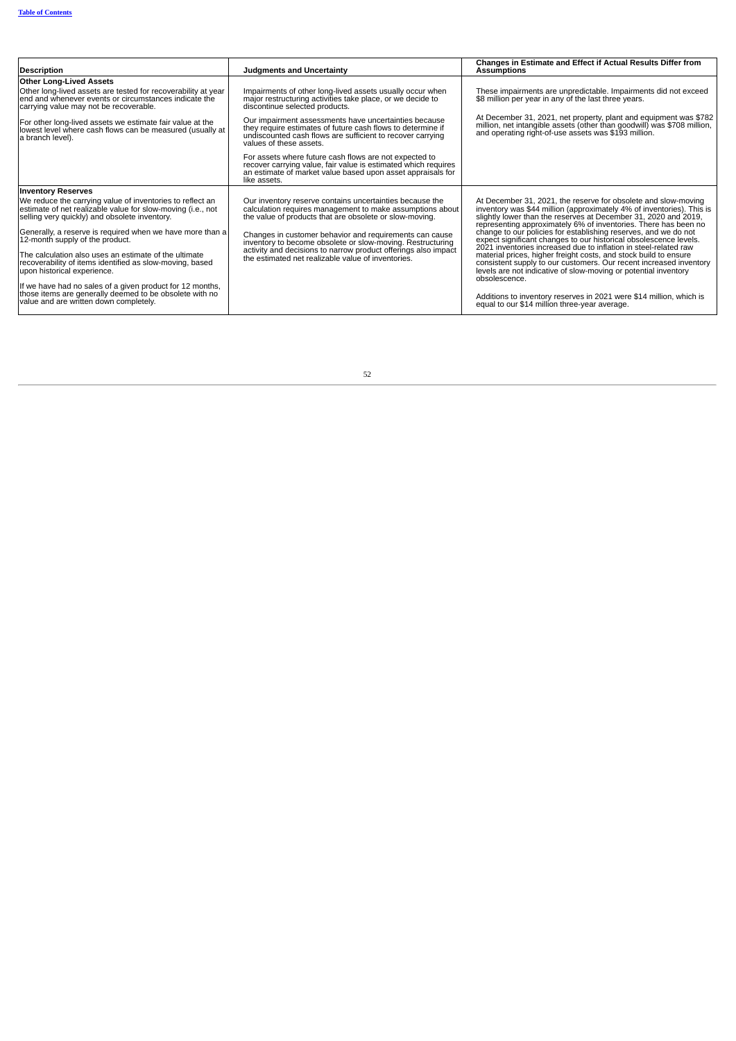| Description | Judgments and Uncertainty | Changes in Estimate and Effect if Actual Results Differ from Assumptions |
|---|---|---|
| **Other Long-Lived Assets** | | |
| Other long-lived assets are tested for recoverability at year end and whenever events or circumstances indicate the carrying value may not be recoverable.<br><br>For other long-lived assets we estimate fair value at the lowest level where cash flows can be measured (usually at a branch level). | Impairments of other long-lived assets usually occur when major restructuring activities take place, or we decide to discontinue selected products.<br><br>Our impairment assessments have uncertainties because they require estimates of future cash flows to determine if undiscounted cash flows are sufficient to recover carrying values of these assets.<br><br>For assets where future cash flows are not expected to recover carrying value, fair value is estimated which requires an estimate of market value based upon asset appraisals for like assets. | These impairments are unpredictable. Impairments did not exceed $8 million per year in any of the last three years.<br><br>At December 31, 2021, net property, plant and equipment was $782 million, net intangible assets (other than goodwill) was $708 million, and operating right-of-use assets was $193 million. |
| **Inventory Reserves** | | |
| We reduce the carrying value of inventories to reflect an estimate of net realizable value for slow-moving (i.e., not selling very quickly) and obsolete inventory.<br><br>Generally, a reserve is required when we have more than a 12-month supply of the product.<br><br>The calculation also uses an estimate of the ultimate recoverability of items identified as slow-moving, based upon historical experience.<br><br>If we have had no sales of a given product for 12 months, those items are generally deemed to be obsolete with no value and are written down completely. | Our inventory reserve contains uncertainties because the calculation requires management to make assumptions about the value of products that are obsolete or slow-moving.<br><br>Changes in customer behavior and requirements can cause inventory to become obsolete or slow-moving. Restructuring activity and decisions to narrow product offerings also impact the estimated net realizable value of inventories. | At December 31, 2021, the reserve for obsolete and slow-moving inventory was $44 million (approximately 4% of inventories). This is slightly lower than the reserves at December 31, 2020 and 2019, representing approximately 6% of inventories. There has been no change to our policies for establishing reserves, and we do not expect significant changes to our historical obsolescence levels. 2021 inventories increased due to inflation in steel-related raw material prices, higher freight costs, and stock build to ensure consistent supply to our customers. Our recent increased inventory levels are not indicative of slow-moving or potential inventory obsolescence.<br><br>Additions to inventory reserves in 2021 were $14 million, which is equal to our $14 million three-year average. |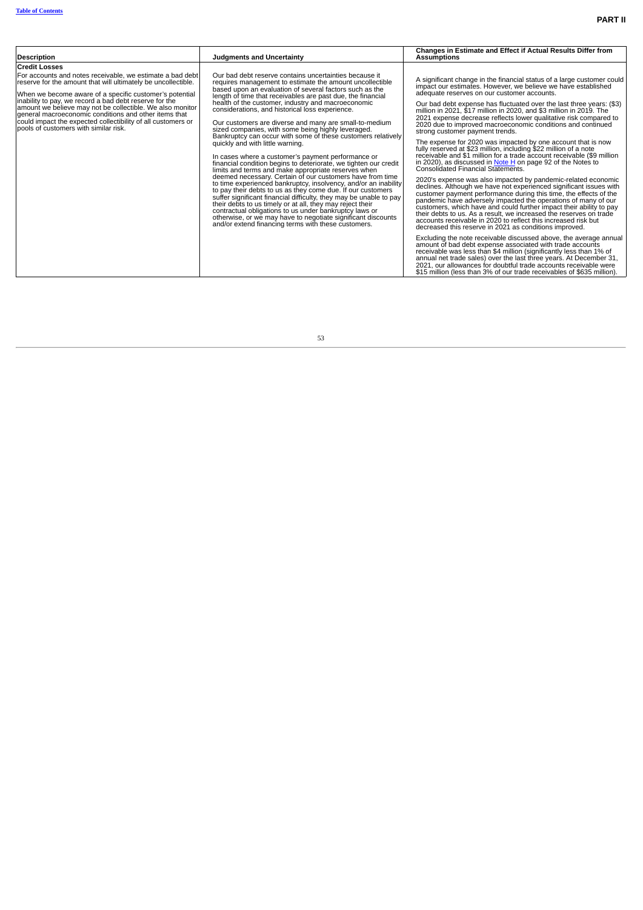| Description | Judgments and Uncertainty | Changes in Estimate and Effect if Actual Results Differ from Assumptions |
|---|---|---|
| **Credit Losses** | | |
| For accounts and notes receivable, we estimate a bad debt reserve for the amount that will ultimately be uncollectible.<br><br>When we become aware of a specific customer's potential inability to pay, we record a bad debt reserve for the amount we believe may not be collectible. We also monitor general macroeconomic conditions and other items that could impact the expected collectibility of all customers or pools of customers with similar risk. | Our bad debt reserve contains uncertainties because it requires management to estimate the amount uncollectible based upon an evaluation of several factors such as the length of time that receivables are past due, the financial health of the customer, industry and macroeconomic considerations, and historical loss experience.<br><br>Our customers are diverse and many are small-to-medium sized companies, with some being highly leveraged. Bankruptcy can occur with some of these customers relatively quickly and with little warning.<br><br>In cases where a customer's payment performance or financial condition begins to deteriorate, we tighten our credit limits and terms and make appropriate reserves when deemed necessary. Certain of our customers have from time to time experienced bankruptcy, insolvency, and/or an inability to pay their debts to us as they come due. If our customers suffer significant financial difficulty, they may be unable to pay their debts to us timely or at all, they may reject their contractual obligations to us under bankruptcy laws or otherwise, or we may have to negotiate significant discounts and/or extend financing terms with these customers. | A significant change in the financial status of a large customer could impact our estimates. However, we believe we have established adequate reserves on our customer accounts.<br><br>Our bad debt expense has fluctuated over the last three years: ($3) million in 2021, $17 million in 2020, and $3 million in 2019. The 2021 expense decrease reflects lower qualitative risk compared to 2020 due to improved macroeconomic conditions and continued strong customer payment trends.<br><br>The expense for 2020 was impacted by one account that is now fully reserved at $23 million, including $22 million of a note receivable and $1 million for a trade account receivable ($9 million in 2020), as discussed in Note H on page 92 of the Notes to Consolidated Financial Statements.<br><br>2020's expense was also impacted by pandemic-related economic declines. Although we have not experienced significant issues with customer payment performance during this time, the effects of the pandemic have adversely impacted the operations of many of our customers, which have and could further impact their ability to pay their debts to us. As a result, we increased the reserves on trade accounts receivable in 2020 to reflect this increased risk but decreased this reserve in 2021 as conditions improved.<br><br>Excluding the note receivable discussed above, the average annual amount of bad debt expense associated with trade accounts receivable was less than $4 million (significantly less than 1% of annual net trade sales) over the last three years. At December 31, 2021, our allowances for doubtful trade accounts receivable were $15 million (less than 3% of our trade receivables of $635 million). |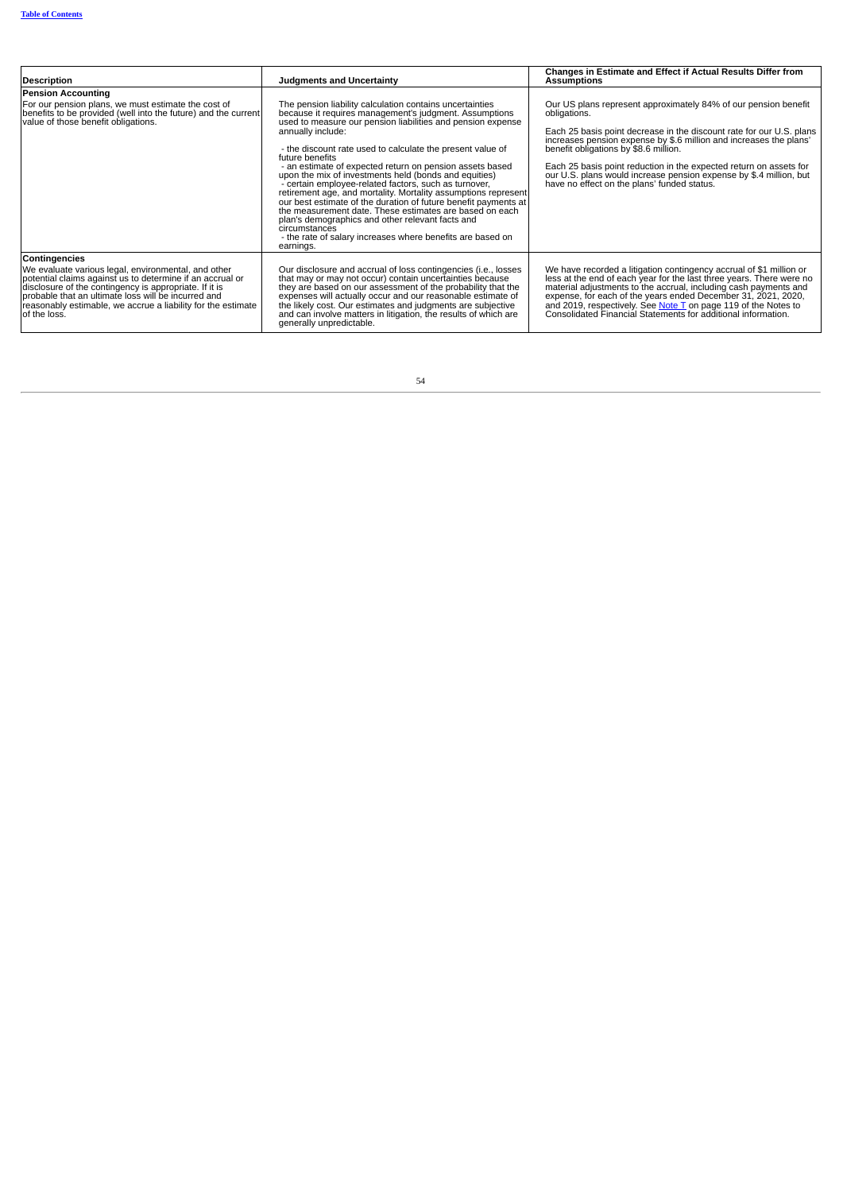| Description | Judgments and Uncertainty | Changes in Estimate and Effect if Actual Results Differ from Assumptions |
|---|---|---|
| **Pension Accounting**<br>For our pension plans, we must estimate the cost of benefits to be provided (well into the future) and the current value of those benefit obligations. | The pension liability calculation contains uncertainties because it requires management's judgment. Assumptions used to measure our pension liabilities and pension expense annually include:<br><br>- the discount rate used to calculate the present value of future benefits<br>- an estimate of expected return on pension assets based upon the mix of investments held (bonds and equities)<br>- certain employee-related factors, such as turnover, retirement age, and mortality. Mortality assumptions represent our best estimate of the duration of future benefit payments at the measurement date. These estimates are based on each plan's demographics and other relevant facts and circumstances<br>- the rate of salary increases where benefits are based on earnings. | Our US plans represent approximately 84% of our pension benefit obligations.<br><br>Each 25 basis point decrease in the discount rate for our U.S. plans increases pension expense by $.6 million and increases the plans' benefit obligations by $8.6 million.<br><br>Each 25 basis point reduction in the expected return on assets for our U.S. plans would increase pension expense by $.4 million, but have no effect on the plans' funded status. |
| **Contingencies**<br>We evaluate various legal, environmental, and other potential claims against us to determine if an accrual or disclosure of the contingency is appropriate. If it is probable that an ultimate loss will be incurred and reasonably estimable, we accrue a liability for the estimate of the loss. | Our disclosure and accrual of loss contingencies (i.e., losses that may or may not occur) contain uncertainties because they are based on our assessment of the probability that the expenses will actually occur and our reasonable estimate of the likely cost. Our estimates and judgments are subjective and can involve matters in litigation, the results of which are generally unpredictable. | We have recorded a litigation contingency accrual of $1 million or less at the end of each year for the last three years. There were no material adjustments to the accrual, including cash payments and expense, for each of the years ended December 31, 2021, 2020, and 2019, respectively. See Note T on page 119 of the Notes to Consolidated Financial Statements for additional information. |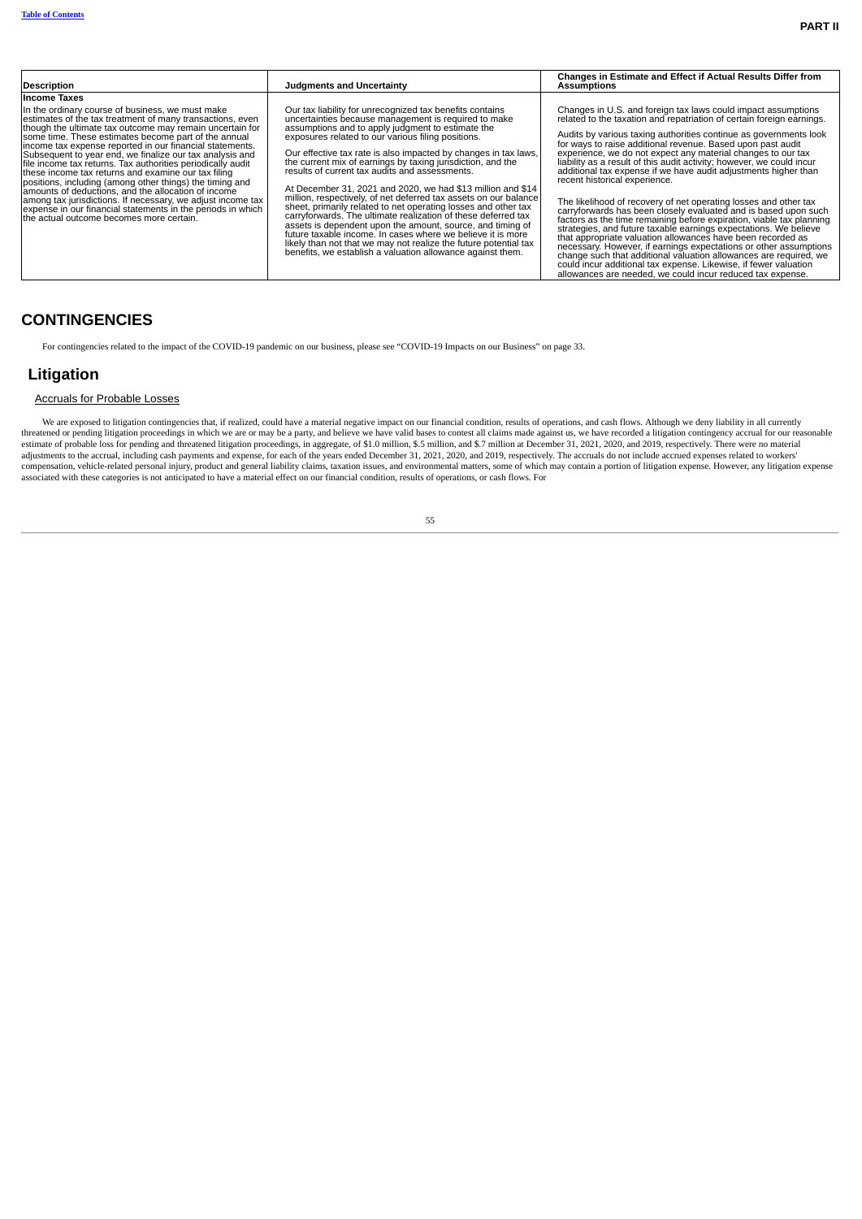| Description | Judgments and Uncertainty | Changes in Estimate and Effect if Actual Results Differ from Assumptions |
|---|---|---|
| **Income Taxes** | | |
| In the ordinary course of business, we must make estimates of the tax treatment of many transactions, even though the ultimate tax outcome may remain uncertain for some time. These estimates become part of the annual income tax expense reported in our financial statements. Subsequent to year end, we finalize our tax analysis and file income tax returns. Tax authorities periodically audit these income tax returns and examine our tax filing positions, including (among other things) the timing and amounts of deductions, and the allocation of income among tax jurisdictions. If necessary, we adjust income tax expense in our financial statements in the periods in which the actual outcome becomes more certain. | Our tax liability for unrecognized tax benefits contains uncertainties because management is required to make assumptions and to apply judgment to estimate the exposures related to our various filing positions.<br><br>Our effective tax rate is also impacted by changes in tax laws, the current mix of earnings by taxing jurisdiction, and the results of current tax audits and assessments.<br><br>At December 31, 2021 and 2020, we had $13 million and $14 million, respectively, of net deferred tax assets on our balance sheet, primarily related to net operating losses and other tax carryforwards. The ultimate realization of these deferred tax assets is dependent upon the amount, source, and timing of future taxable income. In cases where we believe it is more likely than not that we may not realize the future potential tax benefits, we establish a valuation allowance against them. | Changes in U.S. and foreign tax laws could impact assumptions related to the taxation and repatriation of certain foreign earnings.<br><br>Audits by various taxing authorities continue as governments look for ways to raise additional revenue. Based upon past audit experience, we do not expect any material changes to our tax liability as a result of this audit activity; however, we could incur additional tax expense if we have audit adjustments higher than recent historical experience.<br><br>The likelihood of recovery of net operating losses and other tax carryforwards has been closely evaluated and is based upon such factors as the time remaining before expiration, viable tax planning strategies, and future taxable earnings expectations. We believe that appropriate valuation allowances have been recorded as necessary. However, if earnings expectations or other assumptions change such that additional valuation allowances are required, we could incur additional tax expense. Likewise, if fewer valuation allowances are needed, we could incur reduced tax expense. |

# CONTINGENCIES

For contingencies related to the impact of the COVID-19 pandemic on our business, please see "COVID-19 Impacts on our Business" on page 33.

## Litigation

Accruals for Probable Losses

We are exposed to litigation contingencies that, if realized, could have a material negative impact on our financial condition, results of operations, and cash flows. Although we deny liability in all currently threatened or pending litigation proceedings in which we are or may be a party, and believe we have valid bases to contest all claims made against us, we have recorded a litigation contingency accrual for our reasonable estimate of probable loss for pending and threatened litigation proceedings, in aggregate, of $1.0 million, $.5 million, and $.7 million at December 31, 2021, 2020, and 2019, respectively. There were no material adjustments to the accrual, including cash payments and expense, for each of the years ended December 31, 2021, 2020, and 2019, respectively. The accruals do not include accrued expenses related to workers' compensation, vehicle-related personal injury, product and general liability claims, taxation issues, and environmental matters, some of which may contain a portion of litigation expense. However, any litigation expense associated with these categories is not anticipated to have a material effect on our financial condition, results of operations, or cash flows. For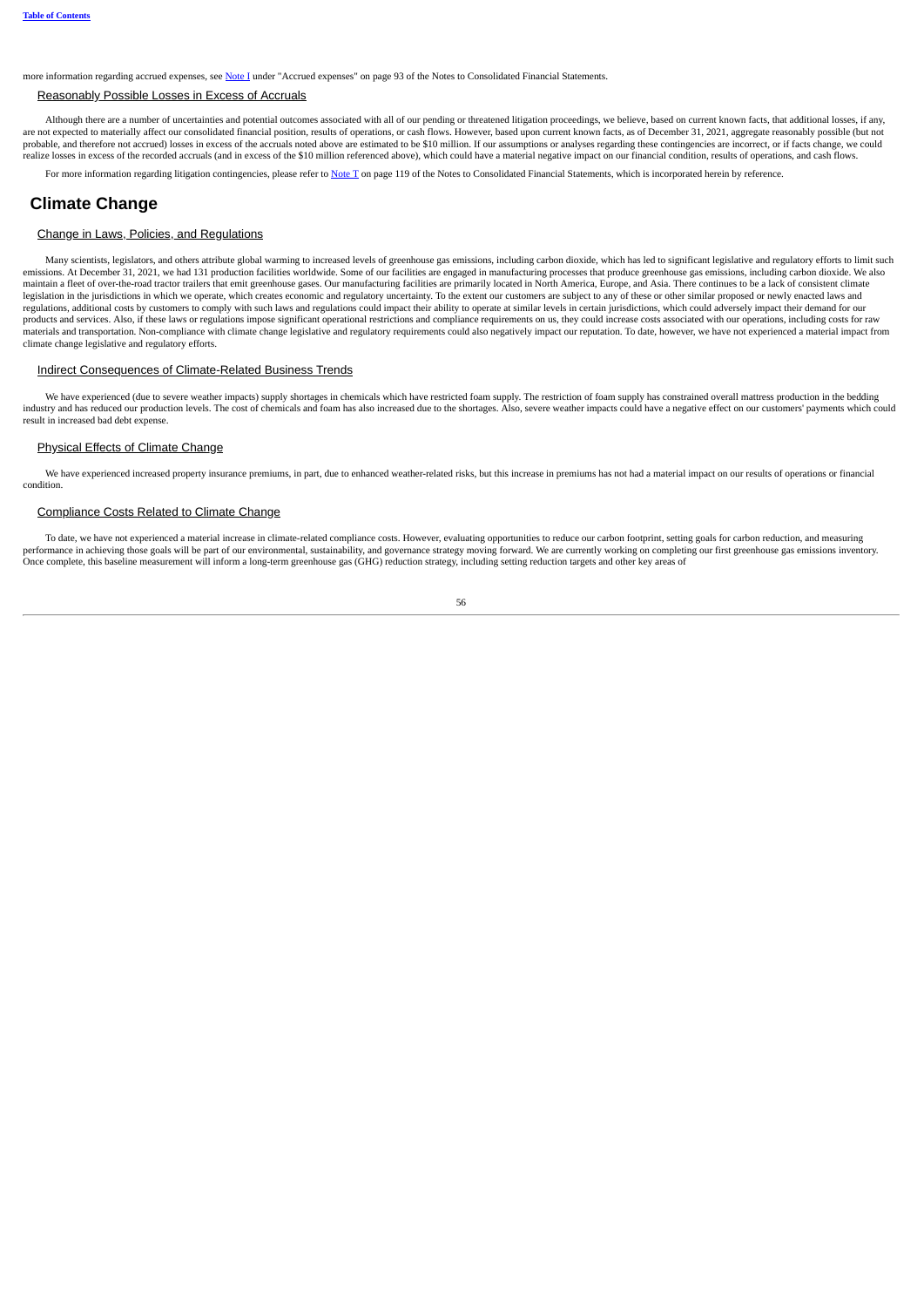more information regarding accrued expenses, see Note I under "Accrued expenses" on page 93 of the Notes to Consolidated Financial Statements.

### Reasonably Possible Losses in Excess of Accruals

Although there are a number of uncertainties and potential outcomes associated with all of our pending or threatened litigation proceedings, we believe, based on current known facts, that additional losses, if any, are not expected to materially affect our consolidated financial position, results of operations, or cash flows. However, based upon current known facts, as of December 31, 2021, aggregate reasonably possible (but not probable, and therefore not accrued) losses in excess of the accruals noted above are estimated to be $10 million. If our assumptions or analyses regarding these contingencies are incorrect, or if facts change, we could realize losses in excess of the recorded accruals (and in excess of the $10 million referenced above), which could have a material negative impact on our financial condition, results of operations, and cash flows.

For more information regarding litigation contingencies, please refer to Note T on page 119 of the Notes to Consolidated Financial Statements, which is incorporated herein by reference.

## Climate Change

### Change in Laws, Policies, and Regulations

Many scientists, legislators, and others attribute global warming to increased levels of greenhouse gas emissions, including carbon dioxide, which has led to significant legislative and regulatory efforts to limit such emissions. At December 31, 2021, we had 131 production facilities worldwide. Some of our facilities are engaged in manufacturing processes that produce greenhouse gas emissions, including carbon dioxide. We also maintain a fleet of over-the-road tractor trailers that emit greenhouse gases. Our manufacturing facilities are primarily located in North America, Europe, and Asia. There continues to be a lack of consistent climate legislation in the jurisdictions in which we operate, which creates economic and regulatory uncertainty. To the extent our customers are subject to any of these or other similar proposed or newly enacted laws and regulations, additional costs by customers to comply with such laws and regulations could impact their ability to operate at similar levels in certain jurisdictions, which could adversely impact their demand for our products and services. Also, if these laws or regulations impose significant operational restrictions and compliance requirements on us, they could increase costs associated with our operations, including costs for raw materials and transportation. Non-compliance with climate change legislative and regulatory requirements could also negatively impact our reputation. To date, however, we have not experienced a material impact from climate change legislative and regulatory efforts.

### Indirect Consequences of Climate-Related Business Trends

We have experienced (due to severe weather impacts) supply shortages in chemicals which have restricted foam supply. The restriction of foam supply has constrained overall mattress production in the bedding industry and has reduced our production levels. The cost of chemicals and foam has also increased due to the shortages. Also, severe weather impacts could have a negative effect on our customers' payments which could result in increased bad debt expense.

### Physical Effects of Climate Change

We have experienced increased property insurance premiums, in part, due to enhanced weather-related risks, but this increase in premiums has not had a material impact on our results of operations or financial condition.

### Compliance Costs Related to Climate Change

To date, we have not experienced a material increase in climate-related compliance costs. However, evaluating opportunities to reduce our carbon footprint, setting goals for carbon reduction, and measuring performance in achieving those goals will be part of our environmental, sustainability, and governance strategy moving forward. We are currently working on completing our first greenhouse gas emissions inventory. Once complete, this baseline measurement will inform a long-term greenhouse gas (GHG) reduction strategy, including setting reduction targets and other key areas of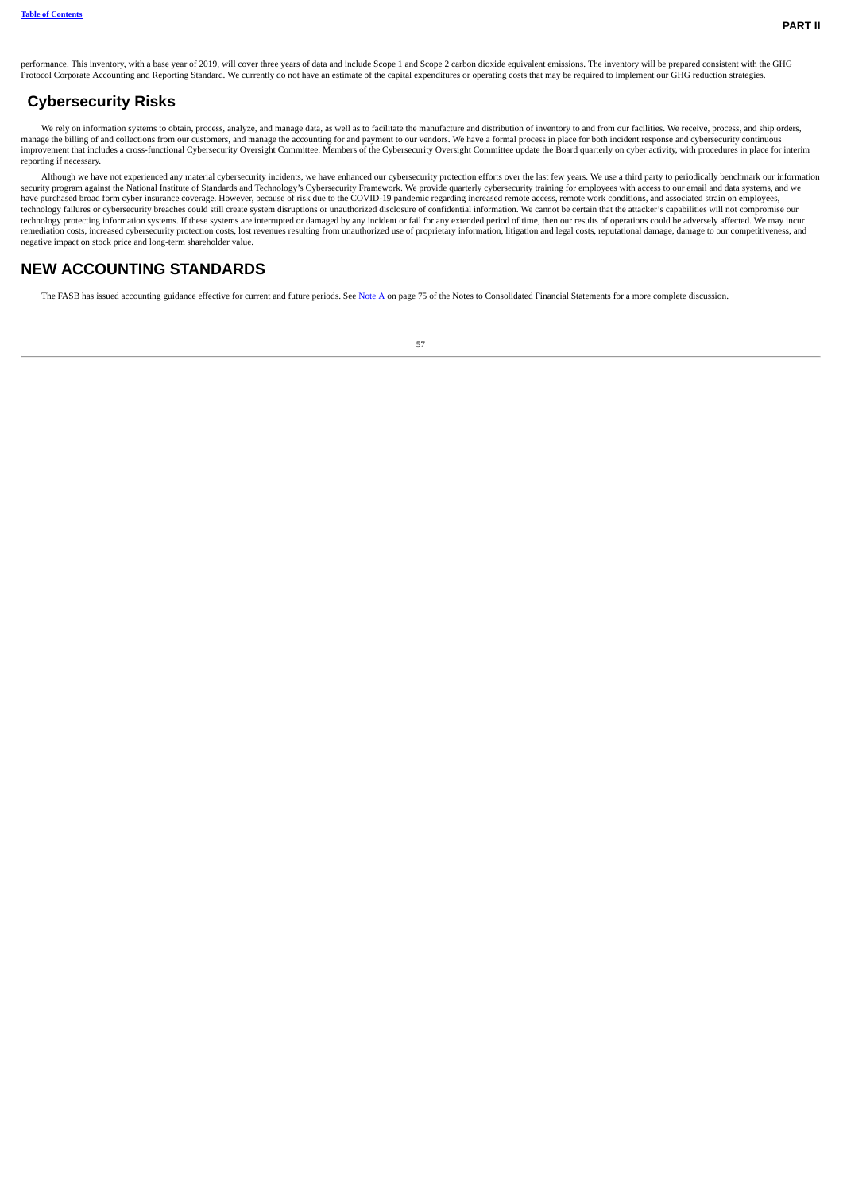performance. This inventory, with a base year of 2019, will cover three years of data and include Scope 1 and Scope 2 carbon dioxide equivalent emissions. The inventory will be prepared consistent with the GHG Protocol Corporate Accounting and Reporting Standard. We currently do not have an estimate of the capital expenditures or operating costs that may be required to implement our GHG reduction strategies.

## Cybersecurity Risks

We rely on information systems to obtain, process, analyze, and manage data, as well as to facilitate the manufacture and distribution of inventory to and from our facilities. We receive, process, and ship orders, manage the billing of and collections from our customers, and manage the accounting for and payment to our vendors. We have a formal process in place for both incident response and cybersecurity continuous improvement that includes a cross-functional Cybersecurity Oversight Committee. Members of the Cybersecurity Oversight Committee update the Board quarterly on cyber activity, with procedures in place for interim reporting if necessary.

Although we have not experienced any material cybersecurity incidents, we have enhanced our cybersecurity protection efforts over the last few years. We use a third party to periodically benchmark our information security program against the National Institute of Standards and Technology's Cybersecurity Framework. We provide quarterly cybersecurity training for employees with access to our email and data systems, and we have purchased broad form cyber insurance coverage. However, because of risk due to the COVID-19 pandemic regarding increased remote access, remote work conditions, and associated strain on employees, technology failures or cybersecurity breaches could still create system disruptions or unauthorized disclosure of confidential information. We cannot be certain that the attacker's capabilities will not compromise our technology protecting information systems. If these systems are interrupted or damaged by any incident or fail for any extended period of time, then our results of operations could be adversely affected. We may incur remediation costs, increased cybersecurity protection costs, lost revenues resulting from unauthorized use of proprietary information, litigation and legal costs, reputational damage, damage to our competitiveness, and negative impact on stock price and long-term shareholder value.

# NEW ACCOUNTING STANDARDS

The FASB has issued accounting guidance effective for current and future periods. See Note A on page 75 of the Notes to Consolidated Financial Statements for a more complete discussion.